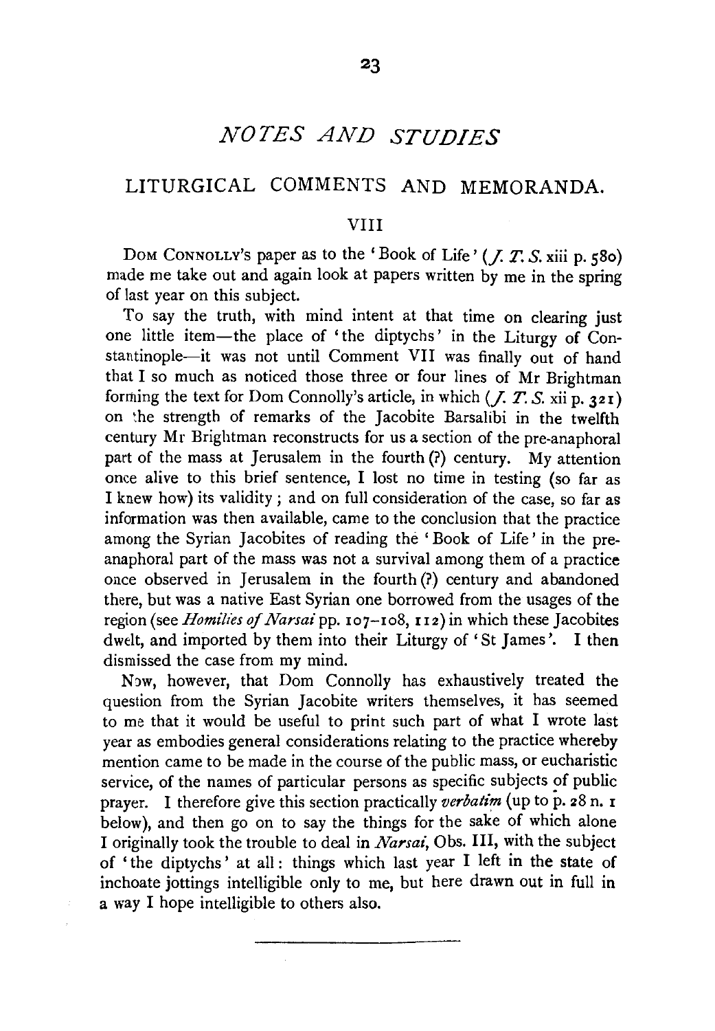# *NOTES AND STUDIES*

## LITURGICAL COMMENTS AND MEMORANDA.

### VIII

DOM CONNOLLY's paper as to the 'Book of Life' (*J. T. S.* xiii p. 580) made me take out and again look at papers written by me in the spring of last year on this subject.

To say the truth, with mind intent at that time on clearing just one little item—the place of 'the diptychs' in the Liturgy of Constantinople—it was not until Comment VII was finally out of hand that I so much as noticed those three or four lines of Mr Brightman forming the text for Dom Connolly's article, in which (*J. T. S.* xii p. 321) on the strength of remarks of the Jacobite Barsalibi in the twelfth century Mr Brightman reconstructs for us a section of the pre-anaphoral part of the mass at Jerusalem in the fourth (?) century. My attention once alive to this brief sentence, I lost no time in testing (so far as I knew how) its validity; and on full consideration of the case, so far as information was then available, came to the conclusion that the practice among the Syrian Jacobites of reading the 'Book of Life' in the pre-anaphoral part of the mass was not a survival among them of a practice once observed in Jerusalem in the fourth (?) century and abandoned there, but was a native East Syrian one borrowed from the usages of the region (see *Homilies of Narsai* pp. 107–108, 112) in which these Jacobites dwelt, and imported by them into their Liturgy of 'St James'. I then dismissed the case from my mind.

Now, however, that Dom Connolly has exhaustively treated the question from the Syrian Jacobite writers themselves, it has seemed to me that it would be useful to print such part of what I wrote last year as embodies general considerations relating to the practice whereby mention came to be made in the course of the public mass, or eucharistic service, of the names of particular persons as specific subjects of public prayer. I therefore give this section practically *verbatim* (up to p. 28 n. 1 below), and then go on to say the things for the sake of which alone I originally took the trouble to deal in *Narsai*, Obs. III, with the subject of 'the diptychs' at all: things which last year I left in the state of inchoate jottings intelligible only to me, but here drawn out in full in a way I hope intelligible to others also.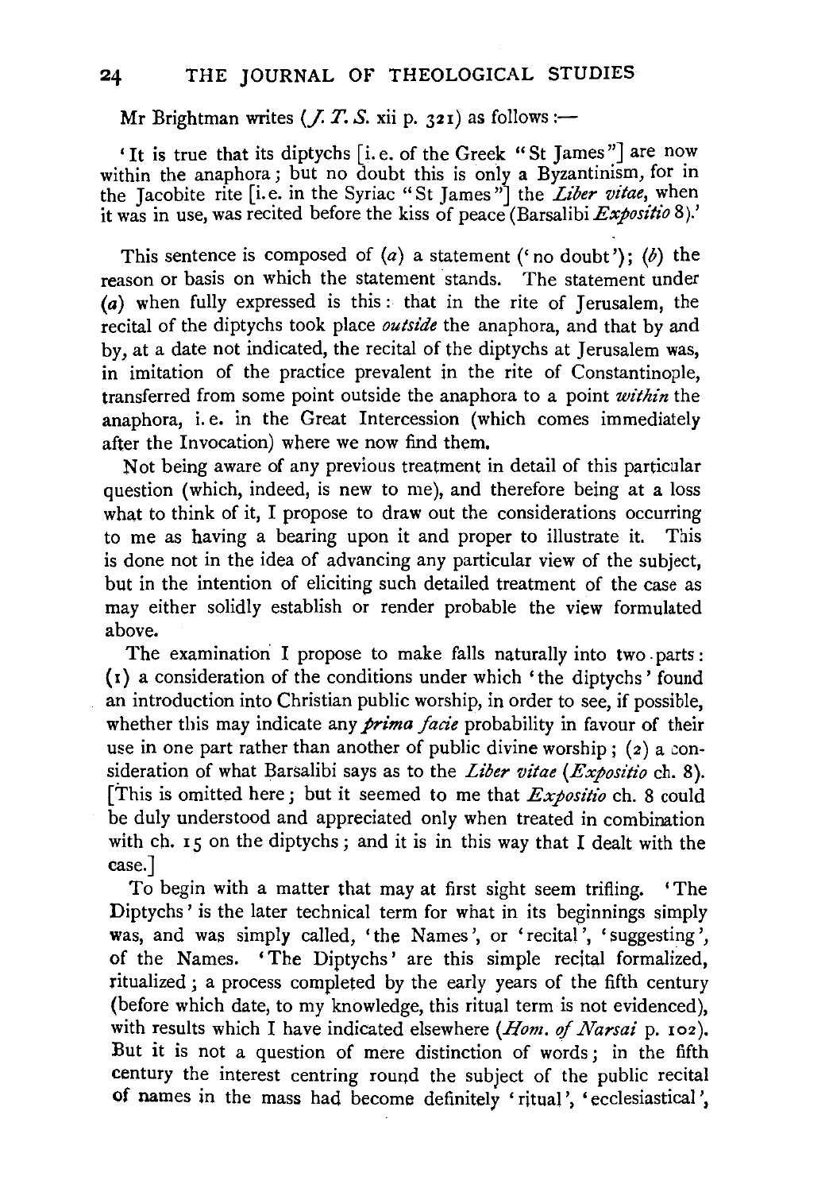Mr Brightman writes (*J. T. S.* xii p. 321) as follows :—

> 'It is true that its diptychs [i. e. of the Greek "St James"] are now within the anaphora ; but no doubt this is only a Byzantinism, for in the Jacobite rite [i. e. in the Syriac "St James"] the *Liber vitae*, when it was in use, was recited before the kiss of peace (Barsalibi *Expositio* 8).'

This sentence is composed of (*a*) a statement ('no doubt'); (*b*) the reason or basis on which the statement stands. The statement under (*a*) when fully expressed is this : that in the rite of Jerusalem, the recital of the diptychs took place *outside* the anaphora, and that by and by, at a date not indicated, the recital of the diptychs at Jerusalem was, in imitation of the practice prevalent in the rite of Constantinople, transferred from some point outside the anaphora to a point *within* the anaphora, i. e. in the Great Intercession (which comes immediately after the Invocation) where we now find them.

Not being aware of any previous treatment in detail of this particular question (which, indeed, is new to me), and therefore being at a loss what to think of it, I propose to draw out the considerations occurring to me as having a bearing upon it and proper to illustrate it. This is done not in the idea of advancing any particular view of the subject, but in the intention of eliciting such detailed treatment of the case as may either solidly establish or render probable the view formulated above.

The examination I propose to make falls naturally into two parts : (1) a consideration of the conditions under which 'the diptychs' found an introduction into Christian public worship, in order to see, if possible, whether this may indicate any *prima facie* probability in favour of their use in one part rather than another of public divine worship ; (2) a consideration of what Barsalibi says as to the *Liber vitae* (*Expositio* ch. 8). [This is omitted here ; but it seemed to me that *Expositio* ch. 8 could be duly understood and appreciated only when treated in combination with ch. 15 on the diptychs ; and it is in this way that I dealt with the case.]

To begin with a matter that may at first sight seem trifling. 'The Diptychs' is the later technical term for what in its beginnings simply was, and was simply called, 'the Names', or 'recital', 'suggesting', of the Names. 'The Diptychs' are this simple recital formalized, ritualized ; a process completed by the early years of the fifth century (before which date, to my knowledge, this ritual term is not evidenced), with results which I have indicated elsewhere (*Hom. of Narsai* p. 102). But it is not a question of mere distinction of words ; in the fifth century the interest centring round the subject of the public recital of names in the mass had become definitely 'ritual', 'ecclesiastical',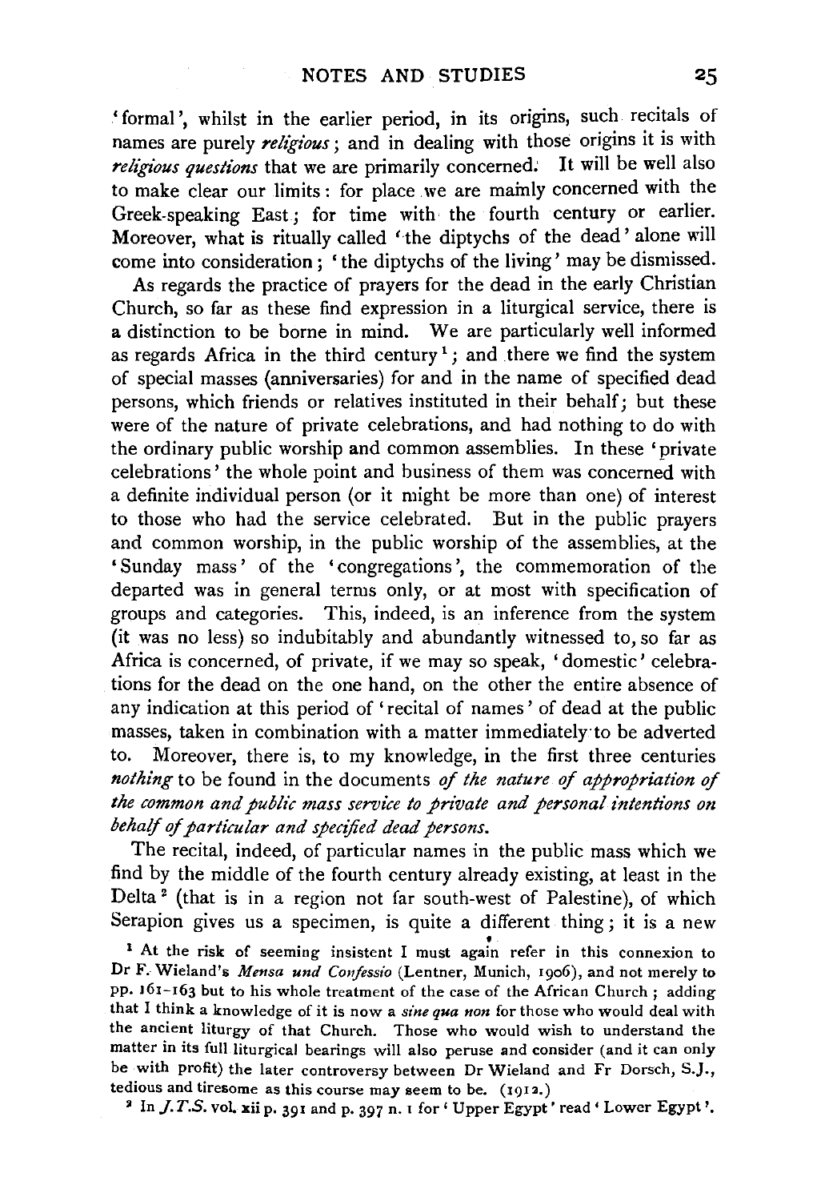'formal', whilst in the earlier period, in its origins, such recitals of names are purely *religious*; and in dealing with those origins it is with *religious questions* that we are primarily concerned. It will be well also to make clear our limits: for place we are mainly concerned with the Greek-speaking East; for time with the fourth century or earlier. Moreover, what is ritually called 'the diptychs of the dead' alone will come into consideration; 'the diptychs of the living' may be dismissed.

As regards the practice of prayers for the dead in the early Christian Church, so far as these find expression in a liturgical service, there is a distinction to be borne in mind. We are particularly well informed as regards Africa in the third century[1]; and there we find the system of special masses (anniversaries) for and in the name of specified dead persons, which friends or relatives instituted in their behalf; but these were of the nature of private celebrations, and had nothing to do with the ordinary public worship and common assemblies. In these 'private celebrations' the whole point and business of them was concerned with a definite individual person (or it might be more than one) of interest to those who had the service celebrated. But in the public prayers and common worship, in the public worship of the assemblies, at the 'Sunday mass' of the 'congregations', the commemoration of the departed was in general terms only, or at most with specification of groups and categories. This, indeed, is an inference from the system (it was no less) so indubitably and abundantly witnessed to, so far as Africa is concerned, of private, if we may so speak, 'domestic' celebrations for the dead on the one hand, on the other the entire absence of any indication at this period of 'recital of names' of dead at the public masses, taken in combination with a matter immediately to be adverted to. Moreover, there is, to my knowledge, in the first three centuries *nothing* to be found in the documents *of the nature of appropriation of the common and public mass service to private and personal intentions on behalf of particular and specified dead persons.*

The recital, indeed, of particular names in the public mass which we find by the middle of the fourth century already existing, at least in the Delta[2] (that is in a region not far south-west of Palestine), of which Serapion gives us a specimen, is quite a different thing; it is a new

[1] At the risk of seeming insistent I must again refer in this connexion to Dr F. Wieland's *Mensa und Confessio* (Lentner, Munich, 1906), and not merely to pp. 161–163 but to his whole treatment of the case of the African Church; adding that I think a knowledge of it is now a *sine qua non* for those who would deal with the ancient liturgy of that Church. Those who would wish to understand the matter in its full liturgical bearings will also peruse and consider (and it can only be with profit) the later controversy between Dr Wieland and Fr Dorsch, S.J., tedious and tiresome as this course may seem to be. (1912.)

[2] In *J.T.S.* vol. xii p. 391 and p. 397 n. 1 for 'Upper Egypt' read 'Lower Egypt'.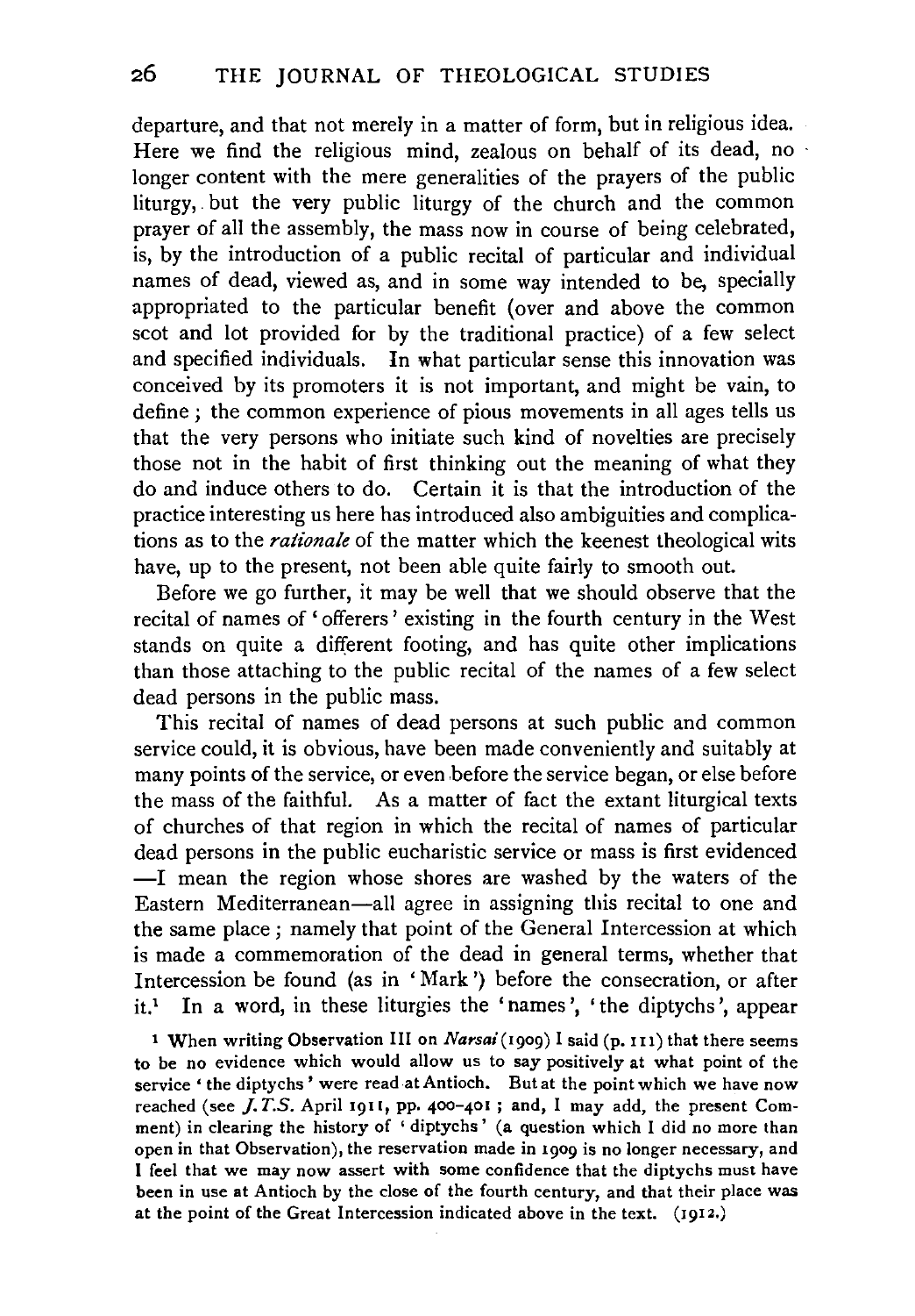departure, and that not merely in a matter of form, but in religious idea. Here we find the religious mind, zealous on behalf of its dead, no longer content with the mere generalities of the prayers of the public liturgy, but the very public liturgy of the church and the common prayer of all the assembly, the mass now in course of being celebrated, is, by the introduction of a public recital of particular and individual names of dead, viewed as, and in some way intended to be, specially appropriated to the particular benefit (over and above the common scot and lot provided for by the traditional practice) of a few select and specified individuals. In what particular sense this innovation was conceived by its promoters it is not important, and might be vain, to define; the common experience of pious movements in all ages tells us that the very persons who initiate such kind of novelties are precisely those not in the habit of first thinking out the meaning of what they do and induce others to do. Certain it is that the introduction of the practice interesting us here has introduced also ambiguities and complications as to the *rationale* of the matter which the keenest theological wits have, up to the present, not been able quite fairly to smooth out.

Before we go further, it may be well that we should observe that the recital of names of 'offerers' existing in the fourth century in the West stands on quite a different footing, and has quite other implications than those attaching to the public recital of the names of a few select dead persons in the public mass.

This recital of names of dead persons at such public and common service could, it is obvious, have been made conveniently and suitably at many points of the service, or even before the service began, or else before the mass of the faithful. As a matter of fact the extant liturgical texts of churches of that region in which the recital of names of particular dead persons in the public eucharistic service or mass is first evidenced —I mean the region whose shores are washed by the waters of the Eastern Mediterranean—all agree in assigning this recital to one and the same place; namely that point of the General Intercession at which is made a commemoration of the dead in general terms, whether that Intercession be found (as in 'Mark') before the consecration, or after it.[1] In a word, in these liturgies the 'names', 'the diptychs', appear

[1] When writing Observation III on *Narsai* (1909) I said (p. 111) that there seems to be no evidence which would allow us to say positively at what point of the service 'the diptychs' were read at Antioch. But at the point which we have now reached (see *J.T.S.* April 1911, pp. 400–401; and, I may add, the present Comment) in clearing the history of 'diptychs' (a question which I did no more than open in that Observation), the reservation made in 1909 is no longer necessary, and I feel that we may now assert with some confidence that the diptychs must have been in use at Antioch by the close of the fourth century, and that their place was at the point of the Great Intercession indicated above in the text. (1912.)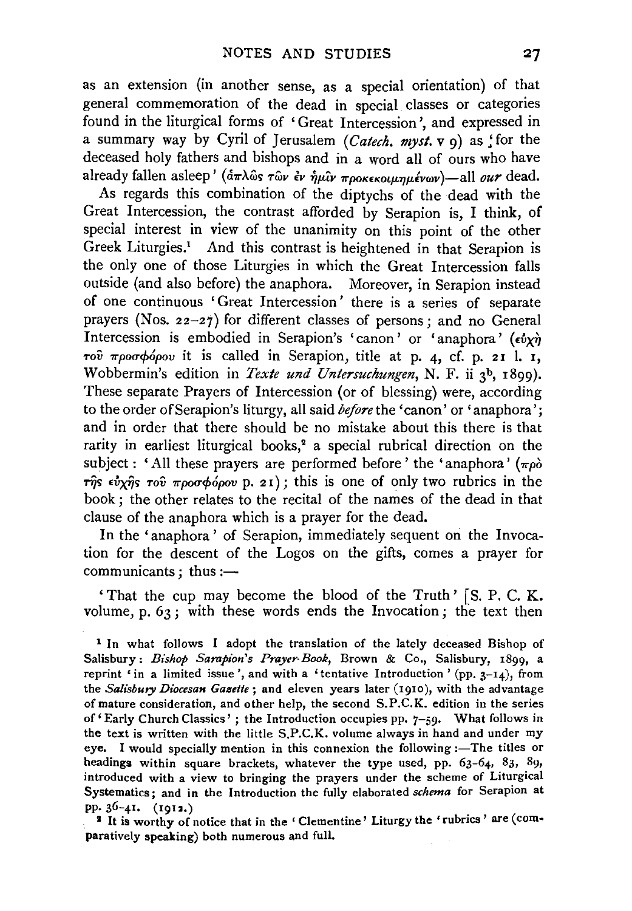as an extension (in another sense, as a special orientation) of that general commemoration of the dead in special classes or categories found in the liturgical forms of 'Great Intercession', and expressed in a summary way by Cyril of Jerusalem (*Catech. myst.* v 9) as 'for the deceased holy fathers and bishops and in a word all of ours who have already fallen asleep' (ἁπλῶς τῶν ἐν ἡμῖν προκεκοιμημένων)—all *our* dead.

As regards this combination of the diptychs of the dead with the Great Intercession, the contrast afforded by Serapion is, I think, of special interest in view of the unanimity on this point of the other Greek Liturgies.[1] And this contrast is heightened in that Serapion is the only one of those Liturgies in which the Great Intercession falls outside (and also before) the anaphora. Moreover, in Serapion instead of one continuous 'Great Intercession' there is a series of separate prayers (Nos. 22–27) for different classes of persons; and no General Intercession is embodied in Serapion's 'canon' or 'anaphora' (εὐχὴ τοῦ προσφόρου it is called in Serapion, title at p. 4, cf. p. 21 l. 1, Wobbermin's edition in *Texte und Untersuchungen*, N. F. ii 3b, 1899). These separate Prayers of Intercession (or of blessing) were, according to the order of Serapion's liturgy, all said *before* the 'canon' or 'anaphora'; and in order that there should be no mistake about this there is that rarity in earliest liturgical books,[2] a special rubrical direction on the subject: 'All these prayers are performed before' the 'anaphora' (πρὸ τῆς εὐχῆς τοῦ προσφόρου p. 21); this is one of only two rubrics in the book; the other relates to the recital of the names of the dead in that clause of the anaphora which is a prayer for the dead.

In the 'anaphora' of Serapion, immediately sequent on the Invocation for the descent of the Logos on the gifts, comes a prayer for communicants; thus:—

'That the cup may become the blood of the Truth' [S. P. C. K. volume, p. 63; with these words ends the Invocation; the text then

[1] In what follows I adopt the translation of the lately deceased Bishop of Salisbury: *Bishop Sarapion's Prayer-Book*, Brown & Co., Salisbury, 1899, a reprint 'in a limited issue', and with a 'tentative Introduction' (pp. 3–14), from the *Salisbury Diocesan Gazette*; and eleven years later (1910), with the advantage of mature consideration, and other help, the second S.P.C.K. edition in the series of 'Early Church Classics'; the Introduction occupies pp. 7–59. What follows in the text is written with the little S.P.C.K. volume always in hand and under my eye. I would specially mention in this connexion the following:—The titles or headings within square brackets, whatever the type used, pp. 63–64, 83, 89, introduced with a view to bringing the prayers under the scheme of Liturgical Systematics; and in the Introduction the fully elaborated *schema* for Serapion at pp. 36–41. (1912.)

[2] It is worthy of notice that in the 'Clementine' Liturgy the 'rubrics' are (comparatively speaking) both numerous and full.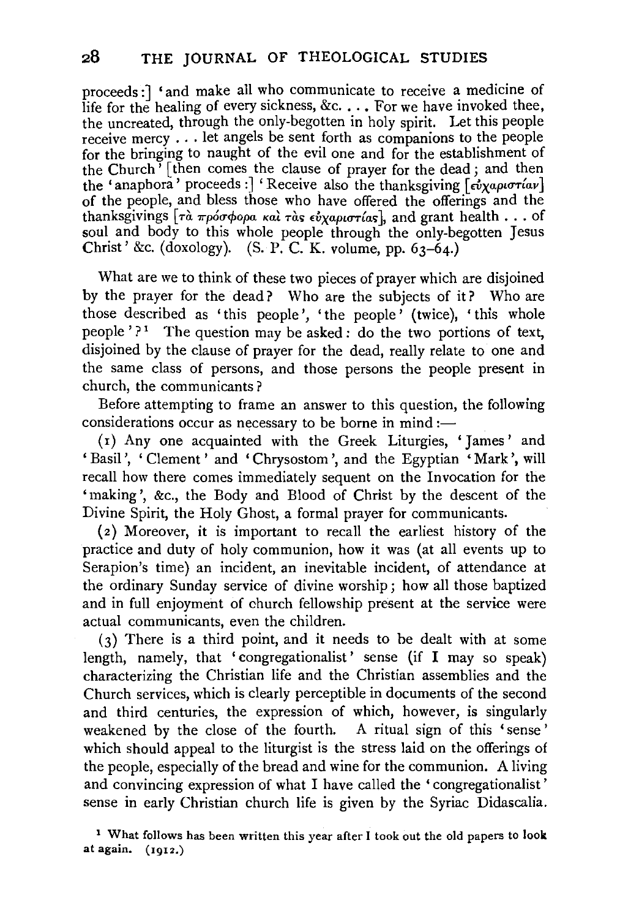proceeds:] 'and make all who communicate to receive a medicine of life for the healing of every sickness, &c. . . . For we have invoked thee, the uncreated, through the only-begotten in holy spirit. Let this people receive mercy . . . let angels be sent forth as companions to the people for the bringing to naught of the evil one and for the establishment of the Church' [then comes the clause of prayer for the dead; and then the 'anaphora' proceeds:] 'Receive also the thanksgiving [εὐχαριστίαν] of the people, and bless those who have offered the offerings and the thanksgivings [τὰ πρόσφορα καὶ τὰς εὐχαριστίας], and grant health . . . of soul and body to this whole people through the only-begotten Jesus Christ' &c. (doxology). (S. P. C. K. volume, pp. 63–64.)

What are we to think of these two pieces of prayer which are disjoined by the prayer for the dead? Who are the subjects of it? Who are those described as 'this people', 'the people' (twice), 'this whole people'?[1] The question may be asked: do the two portions of text, disjoined by the clause of prayer for the dead, really relate to one and the same class of persons, and those persons the people present in church, the communicants?

Before attempting to frame an answer to this question, the following considerations occur as necessary to be borne in mind:—

(1) Any one acquainted with the Greek Liturgies, 'James' and 'Basil', 'Clement' and 'Chrysostom', and the Egyptian 'Mark', will recall how there comes immediately sequent on the Invocation for the 'making', &c., the Body and Blood of Christ by the descent of the Divine Spirit, the Holy Ghost, a formal prayer for communicants.

(2) Moreover, it is important to recall the earliest history of the practice and duty of holy communion, how it was (at all events up to Serapion's time) an incident, an inevitable incident, of attendance at the ordinary Sunday service of divine worship; how all those baptized and in full enjoyment of church fellowship present at the service were actual communicants, even the children.

(3) There is a third point, and it needs to be dealt with at some length, namely, that 'congregationalist' sense (if I may so speak) characterizing the Christian life and the Christian assemblies and the Church services, which is clearly perceptible in documents of the second and third centuries, the expression of which, however, is singularly weakened by the close of the fourth. A ritual sign of this 'sense' which should appeal to the liturgist is the stress laid on the offerings of the people, especially of the bread and wine for the communion. A living and convincing expression of what I have called the 'congregationalist' sense in early Christian church life is given by the Syriac Didascalia.

[1] What follows has been written this year after I took out the old papers to look at again. (1912.)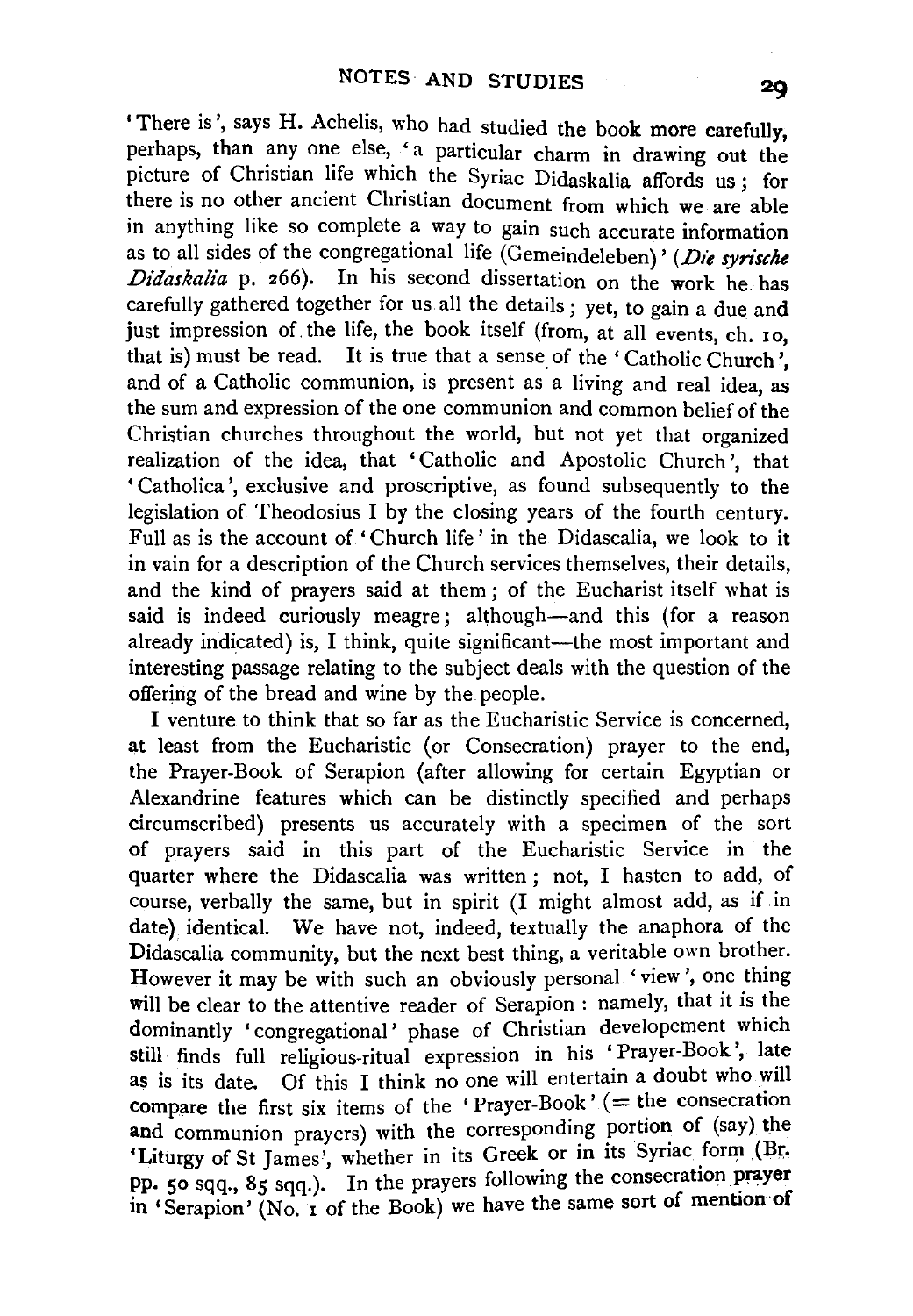'There is', says H. Achelis, who had studied the book more carefully, perhaps, than any one else, 'a particular charm in drawing out the picture of Christian life which the Syriac Didaskalia affords us; for there is no other ancient Christian document from which we are able in anything like so complete a way to gain such accurate information as to all sides of the congregational life (Gemeindeleben)' (*Die syrische Didaskalia* p. 266). In his second dissertation on the work he has carefully gathered together for us all the details; yet, to gain a due and just impression of the life, the book itself (from, at all events, ch. 10, that is) must be read. It is true that a sense of the 'Catholic Church', and of a Catholic communion, is present as a living and real idea, as the sum and expression of the one communion and common belief of the Christian churches throughout the world, but not yet that organized realization of the idea, that 'Catholic and Apostolic Church', that 'Catholica', exclusive and proscriptive, as found subsequently to the legislation of Theodosius I by the closing years of the fourth century. Full as is the account of 'Church life' in the Didascalia, we look to it in vain for a description of the Church services themselves, their details, and the kind of prayers said at them; of the Eucharist itself what is said is indeed curiously meagre; although—and this (for a reason already indicated) is, I think, quite significant—the most important and interesting passage relating to the subject deals with the question of the offering of the bread and wine by the people.

I venture to think that so far as the Eucharistic Service is concerned, at least from the Eucharistic (or Consecration) prayer to the end, the Prayer-Book of Serapion (after allowing for certain Egyptian or Alexandrine features which can be distinctly specified and perhaps circumscribed) presents us accurately with a specimen of the sort of prayers said in this part of the Eucharistic Service in the quarter where the Didascalia was written; not, I hasten to add, of course, verbally the same, but in spirit (I might almost add, as if in date) identical. We have not, indeed, textually the anaphora of the Didascalia community, but the next best thing, a veritable own brother. However it may be with such an obviously personal 'view', one thing will be clear to the attentive reader of Serapion: namely, that it is the dominantly 'congregational' phase of Christian developement which still finds full religious-ritual expression in his 'Prayer-Book', late as is its date. Of this I think no one will entertain a doubt who will compare the first six items of the 'Prayer-Book' (= the consecration and communion prayers) with the corresponding portion of (say) the 'Liturgy of St James', whether in its Greek or in its Syriac form (Br. pp. 50 sqq., 85 sqq.). In the prayers following the consecration prayer in 'Serapion' (No. 1 of the Book) we have the same sort of mention of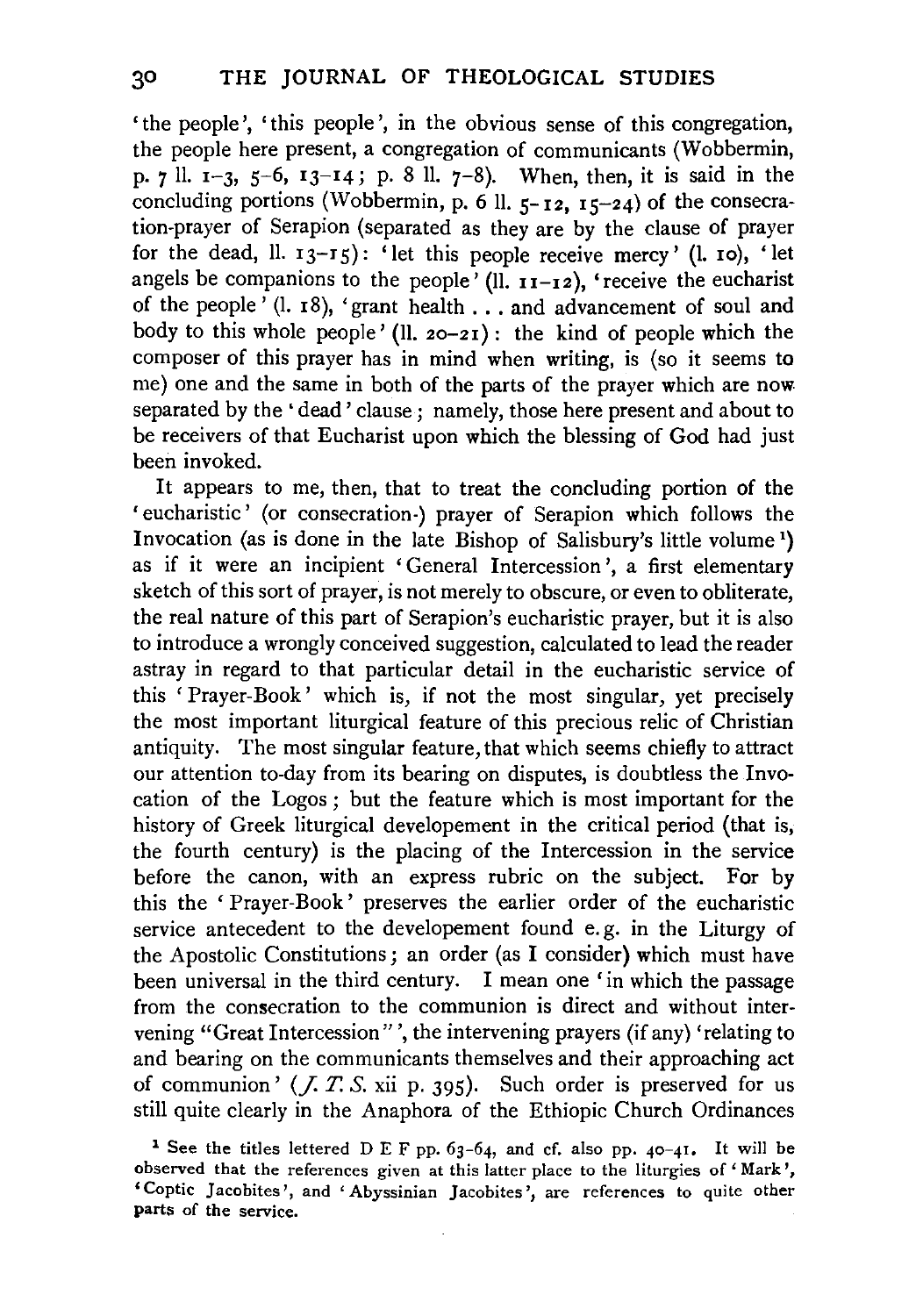'the people', 'this people', in the obvious sense of this congregation, the people here present, a congregation of communicants (Wobbermin, p. 7 ll. 1–3, 5–6, 13–14; p. 8 ll. 7–8). When, then, it is said in the concluding portions (Wobbermin, p. 6 ll. 5–12, 15–24) of the consecration-prayer of Serapion (separated as they are by the clause of prayer for the dead, ll. 13–15): 'let this people receive mercy' (l. 10), 'let angels be companions to the people' (ll. 11–12), 'receive the eucharist of the people' (l. 18), 'grant health . . . and advancement of soul and body to this whole people' (ll. 20–21): the kind of people which the composer of this prayer has in mind when writing, is (so it seems to me) one and the same in both of the parts of the prayer which are now separated by the 'dead' clause; namely, those here present and about to be receivers of that Eucharist upon which the blessing of God had just been invoked.

It appears to me, then, that to treat the concluding portion of the 'eucharistic' (or consecration-) prayer of Serapion which follows the Invocation (as is done in the late Bishop of Salisbury's little volume[1]) as if it were an incipient 'General Intercession', a first elementary sketch of this sort of prayer, is not merely to obscure, or even to obliterate, the real nature of this part of Serapion's eucharistic prayer, but it is also to introduce a wrongly conceived suggestion, calculated to lead the reader astray in regard to that particular detail in the eucharistic service of this 'Prayer-Book' which is, if not the most singular, yet precisely the most important liturgical feature of this precious relic of Christian antiquity. The most singular feature, that which seems chiefly to attract our attention to-day from its bearing on disputes, is doubtless the Invocation of the Logos; but the feature which is most important for the history of Greek liturgical developement in the critical period (that is, the fourth century) is the placing of the Intercession in the service before the canon, with an express rubric on the subject. For by this the 'Prayer-Book' preserves the earlier order of the eucharistic service antecedent to the developement found e.g. in the Liturgy of the Apostolic Constitutions; an order (as I consider) which must have been universal in the third century. I mean one 'in which the passage from the consecration to the communion is direct and without intervening "Great Intercession"', the intervening prayers (if any) 'relating to and bearing on the communicants themselves and their approaching act of communion' (*J. T. S.* xii p. 395). Such order is preserved for us still quite clearly in the Anaphora of the Ethiopic Church Ordinances

[1] See the titles lettered D E F pp. 63–64, and cf. also pp. 40–41. It will be observed that the references given at this latter place to the liturgies of 'Mark', 'Coptic Jacobites', and 'Abyssinian Jacobites', are references to quite other parts of the service.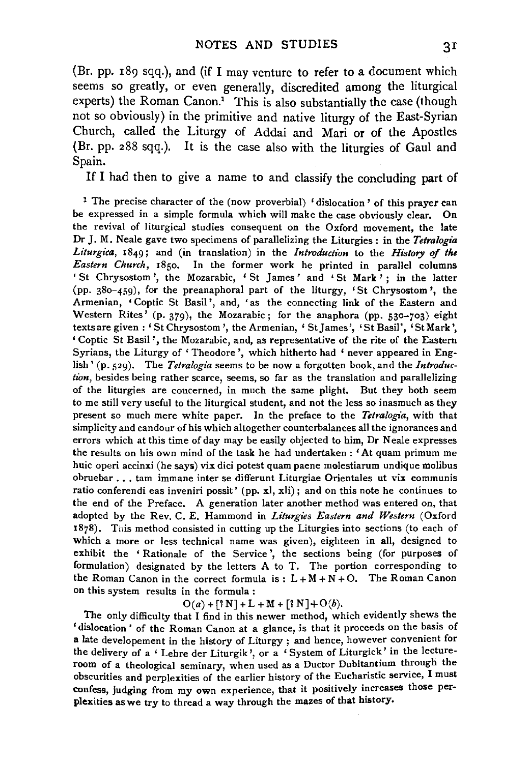(Br. pp. 189 sqq.), and (if I may venture to refer to a document which seems so greatly, or even generally, discredited among the liturgical experts) the Roman Canon.[1] This is also substantially the case (though not so obviously) in the primitive and native liturgy of the East-Syrian Church, called the Liturgy of Addai and Mari or of the Apostles (Br. pp. 288 sqq.). It is the case also with the liturgies of Gaul and Spain.

If I had then to give a name to and classify the concluding part of

[1] The precise character of the (now proverbial) 'dislocation' of this prayer can be expressed in a simple formula which will make the case obviously clear. On the revival of liturgical studies consequent on the Oxford movement, the late Dr J. M. Neale gave two specimens of parallelizing the Liturgies: in the *Tetralogia Liturgica*, 1849; and (in translation) in the *Introduction* to the *History of the Eastern Church*, 1850. In the former work he printed in parallel columns 'St Chrysostom', the Mozarabic, 'St James' and 'St Mark'; in the latter (pp. 380–459), for the preanaphoral part of the liturgy, 'St Chrysostom', the Armenian, 'Coptic St Basil', and, 'as the connecting link of the Eastern and Western Rites' (p. 379), the Mozarabic; for the anaphora (pp. 530–703) eight texts are given: 'St Chrysostom', the Armenian, 'St James', 'St Basil', 'St Mark', 'Coptic St Basil', the Mozarabic, and, as representative of the rite of the Eastern Syrians, the Liturgy of 'Theodore', which hitherto had 'never appeared in English' (p. 529). The *Tetralogia* seems to be now a forgotten book, and the *Introduction*, besides being rather scarce, seems, so far as the translation and parallelizing of the liturgies are concerned, in much the same plight. But they both seem to me still very useful to the liturgical student, and not the less so inasmuch as they present so much mere white paper. In the preface to the *Tetralogia*, with that simplicity and candour of his which altogether counterbalances all the ignorances and errors which at this time of day may be easily objected to him, Dr Neale expresses the results on his own mind of the task he had undertaken: 'At quam primum me huic operi accinxi (he says) vix dici potest quam paene molestiarum undique molibus obruebar . . . tam immane inter se differunt Liturgiae Orientales ut vix communis ratio conferendi eas inveniri possit' (pp. xl, xli); and on this note he continues to the end of the Preface. A generation later another method was entered on, that adopted by the Rev. C. E. Hammond in *Liturgies Eastern and Western* (Oxford 1878). This method consisted in cutting up the Liturgies into sections (to each of which a more or less technical name was given), eighteen in all, designed to exhibit the 'Rationale of the Service', the sections being (for purposes of formulation) designated by the letters A to T. The portion corresponding to the Roman Canon in the correct formula is: L + M + N + O. The Roman Canon on this system results in the formula:

$$O(a) + [?\,N] + L + M + [?\,N] + O(b).$$

The only difficulty that I find in this newer method, which evidently shews the 'dislocation' of the Roman Canon at a glance, is that it proceeds on the basis of a late developement in the history of Liturgy; and hence, however convenient for the delivery of a 'Lehre der Liturgik', or a 'System of Liturgick' in the lecture-room of a theological seminary, when used as a Ductor Dubitantium through the obscurities and perplexities of the earlier history of the Eucharistic service, I must confess, judging from my own experience, that it positively increases those perplexities as we try to thread a way through the mazes of that history.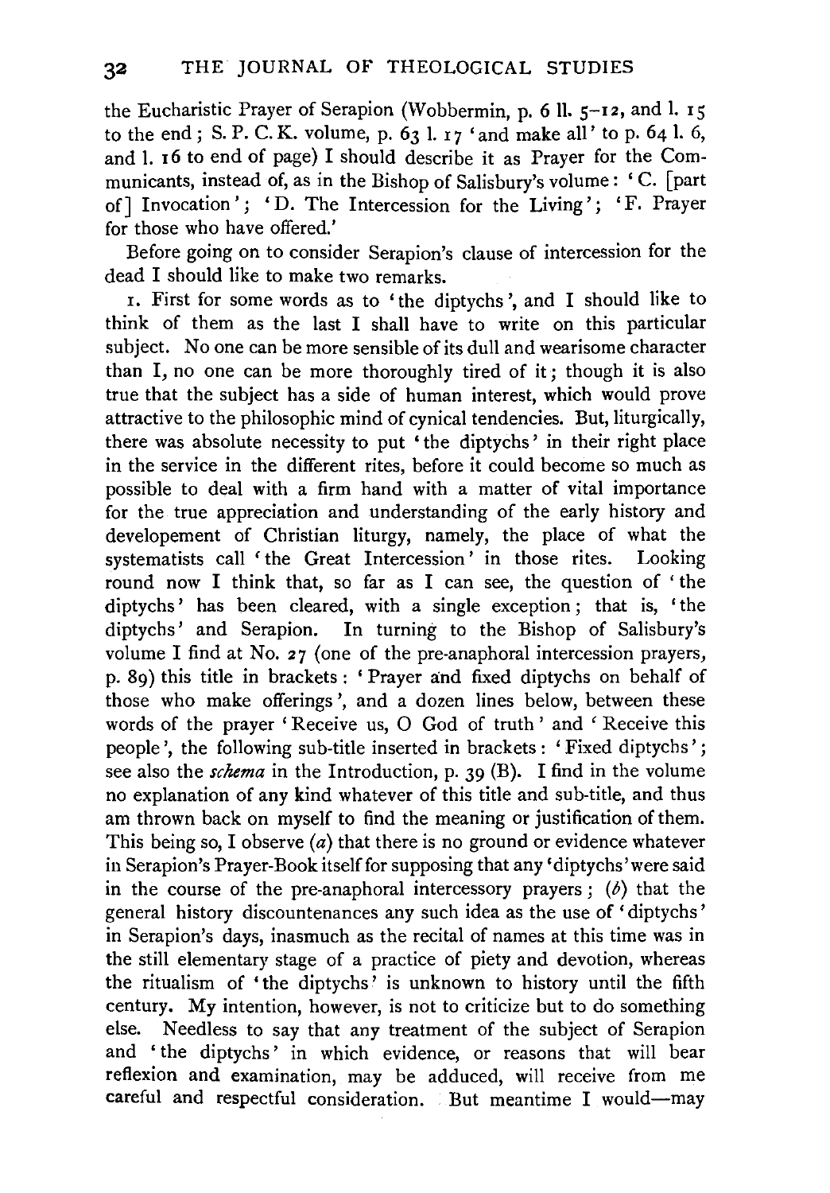the Eucharistic Prayer of Serapion (Wobbermin, p. 6 ll. 5–12, and l. 15 to the end; S. P. C. K. volume, p. 63 l. 17 'and make all' to p. 64 l. 6, and l. 16 to end of page) I should describe it as Prayer for the Communicants, instead of, as in the Bishop of Salisbury's volume: 'C. [part of] Invocation'; 'D. The Intercession for the Living'; 'F. Prayer for those who have offered.'

Before going on to consider Serapion's clause of intercession for the dead I should like to make two remarks.

1. First for some words as to 'the diptychs', and I should like to think of them as the last I shall have to write on this particular subject. No one can be more sensible of its dull and wearisome character than I, no one can be more thoroughly tired of it; though it is also true that the subject has a side of human interest, which would prove attractive to the philosophic mind of cynical tendencies. But, liturgically, there was absolute necessity to put 'the diptychs' in their right place in the service in the different rites, before it could become so much as possible to deal with a firm hand with a matter of vital importance for the true appreciation and understanding of the early history and developement of Christian liturgy, namely, the place of what the systematists call 'the Great Intercession' in those rites. Looking round now I think that, so far as I can see, the question of 'the diptychs' has been cleared, with a single exception; that is, 'the diptychs' and Serapion. In turning to the Bishop of Salisbury's volume I find at No. 27 (one of the pre-anaphoral intercession prayers, p. 89) this title in brackets: 'Prayer and fixed diptychs on behalf of those who make offerings', and a dozen lines below, between these words of the prayer 'Receive us, O God of truth' and 'Receive this people', the following sub-title inserted in brackets: 'Fixed diptychs'; see also the *schema* in the Introduction, p. 39 (B). I find in the volume no explanation of any kind whatever of this title and sub-title, and thus am thrown back on myself to find the meaning or justification of them. This being so, I observe (*a*) that there is no ground or evidence whatever in Serapion's Prayer-Book itself for supposing that any 'diptychs' were said in the course of the pre-anaphoral intercessory prayers; (*b*) that the general history discountenances any such idea as the use of 'diptychs' in Serapion's days, inasmuch as the recital of names at this time was in the still elementary stage of a practice of piety and devotion, whereas the ritualism of 'the diptychs' is unknown to history until the fifth century. My intention, however, is not to criticize but to do something else. Needless to say that any treatment of the subject of Serapion and 'the diptychs' in which evidence, or reasons that will bear reflexion and examination, may be adduced, will receive from me careful and respectful consideration. But meantime I would—may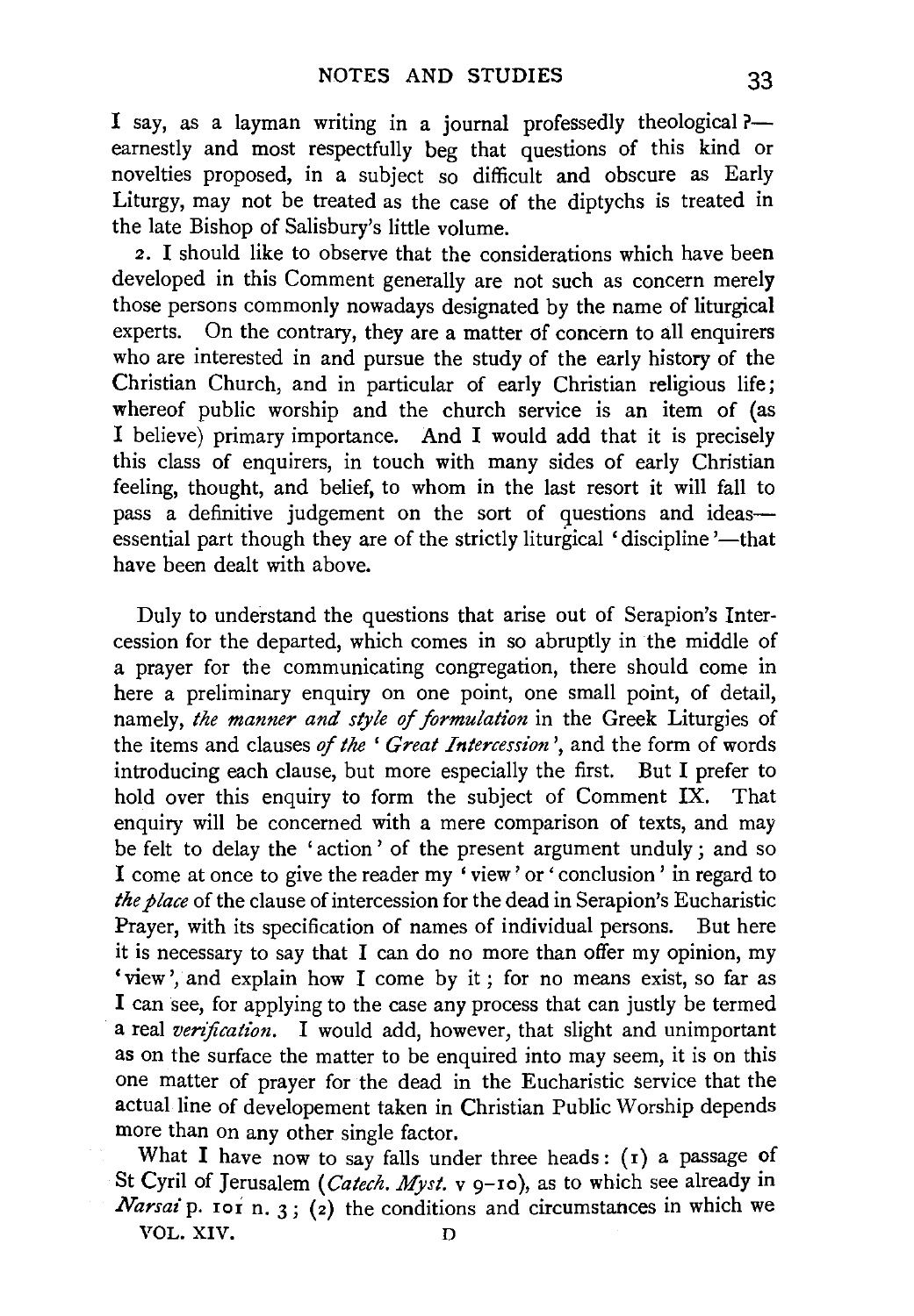I say, as a layman writing in a journal professedly theological?—earnestly and most respectfully beg that questions of this kind or novelties proposed, in a subject so difficult and obscure as Early Liturgy, may not be treated as the case of the diptychs is treated in the late Bishop of Salisbury's little volume.

2. I should like to observe that the considerations which have been developed in this Comment generally are not such as concern merely those persons commonly nowadays designated by the name of liturgical experts. On the contrary, they are a matter of concern to all enquirers who are interested in and pursue the study of the early history of the Christian Church, and in particular of early Christian religious life; whereof public worship and the church service is an item of (as I believe) primary importance. And I would add that it is precisely this class of enquirers, in touch with many sides of early Christian feeling, thought, and belief, to whom in the last resort it will fall to pass a definitive judgement on the sort of questions and ideas—essential part though they are of the strictly liturgical 'discipline'—that have been dealt with above.

Duly to understand the questions that arise out of Serapion's Intercession for the departed, which comes in so abruptly in the middle of a prayer for the communicating congregation, there should come in here a preliminary enquiry on one point, one small point, of detail, namely, *the manner and style of formulation* in the Greek Liturgies of the items and clauses *of the 'Great Intercession'*, and the form of words introducing each clause, but more especially the first. But I prefer to hold over this enquiry to form the subject of Comment IX. That enquiry will be concerned with a mere comparison of texts, and may be felt to delay the 'action' of the present argument unduly; and so I come at once to give the reader my 'view' or 'conclusion' in regard to *the place* of the clause of intercession for the dead in Serapion's Eucharistic Prayer, with its specification of names of individual persons. But here it is necessary to say that I can do no more than offer my opinion, my 'view', and explain how I come by it; for no means exist, so far as I can see, for applying to the case any process that can justly be termed a real *verification*. I would add, however, that slight and unimportant as on the surface the matter to be enquired into may seem, it is on this one matter of prayer for the dead in the Eucharistic service that the actual line of developement taken in Christian Public Worship depends more than on any other single factor.

What I have now to say falls under three heads: (1) a passage of St Cyril of Jerusalem (*Catech. Myst.* v 9–10), as to which see already in *Narsai* p. 101 n. 3; (2) the conditions and circumstances in which we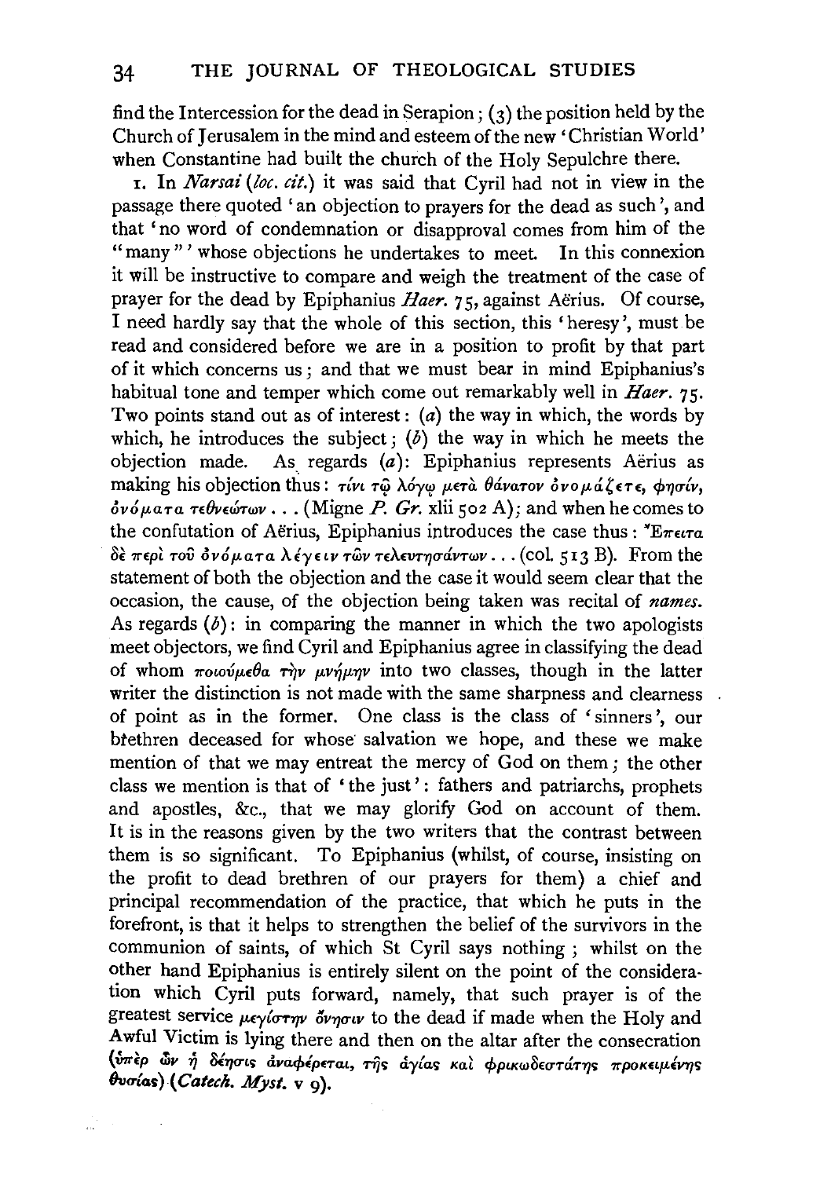find the Intercession for the dead in Serapion; (3) the position held by the Church of Jerusalem in the mind and esteem of the new 'Christian World' when Constantine had built the church of the Holy Sepulchre there.

1. In *Narsai* (*loc. cit.*) it was said that Cyril had not in view in the passage there quoted 'an objection to prayers for the dead as such', and that 'no word of condemnation or disapproval comes from him of the "many"' whose objections he undertakes to meet. In this connexion it will be instructive to compare and weigh the treatment of the case of prayer for the dead by Epiphanius *Haer.* 75, against Aërius. Of course, I need hardly say that the whole of this section, this 'heresy', must be read and considered before we are in a position to profit by that part of it which concerns us; and that we must bear in mind Epiphanius's habitual tone and temper which come out remarkably well in *Haer.* 75. Two points stand out as of interest: (*a*) the way in which, the words by which, he introduces the subject; (*b*) the way in which he meets the objection made. As regards (*a*): Epiphanius represents Aërius as making his objection thus: τίνι τῷ λόγῳ μετὰ θάνατον ὀνομάζετε, φησίν, ὀνόματα τεθνεώτων . . . (Migne *P. Gr.* xlii 502 A); and when he comes to the confutation of Aërius, Epiphanius introduces the case thus: Ἔπειτα δὲ περὶ τοῦ ὀνόματα λέγειν τῶν τελευτησάντων . . . (col. 513 B). From the statement of both the objection and the case it would seem clear that the occasion, the cause, of the objection being taken was recital of *names*. As regards (*b*): in comparing the manner in which the two apologists meet objectors, we find Cyril and Epiphanius agree in classifying the dead of whom ποιούμεθα τὴν μνήμην into two classes, though in the latter writer the distinction is not made with the same sharpness and clearness of point as in the former. One class is the class of 'sinners', our brethren deceased for whose salvation we hope, and these we make mention of that we may entreat the mercy of God on them; the other class we mention is that of 'the just': fathers and patriarchs, prophets and apostles, &c., that we may glorify God on account of them. It is in the reasons given by the two writers that the contrast between them is so significant. To Epiphanius (whilst, of course, insisting on the profit to dead brethren of our prayers for them) a chief and principal recommendation of the practice, that which he puts in the forefront, is that it helps to strengthen the belief of the survivors in the communion of saints, of which St Cyril says nothing; whilst on the other hand Epiphanius is entirely silent on the point of the consideration which Cyril puts forward, namely, that such prayer is of the greatest service μεγίστην ὄνησιν to the dead if made when the Holy and Awful Victim is lying there and then on the altar after the consecration (ὑπὲρ ὧν ἡ δέησις ἀναφέρεται, τῆς ἁγίας καὶ φρικωδεστάτης προκειμένης θυσίας) (*Catech. Myst.* v 9).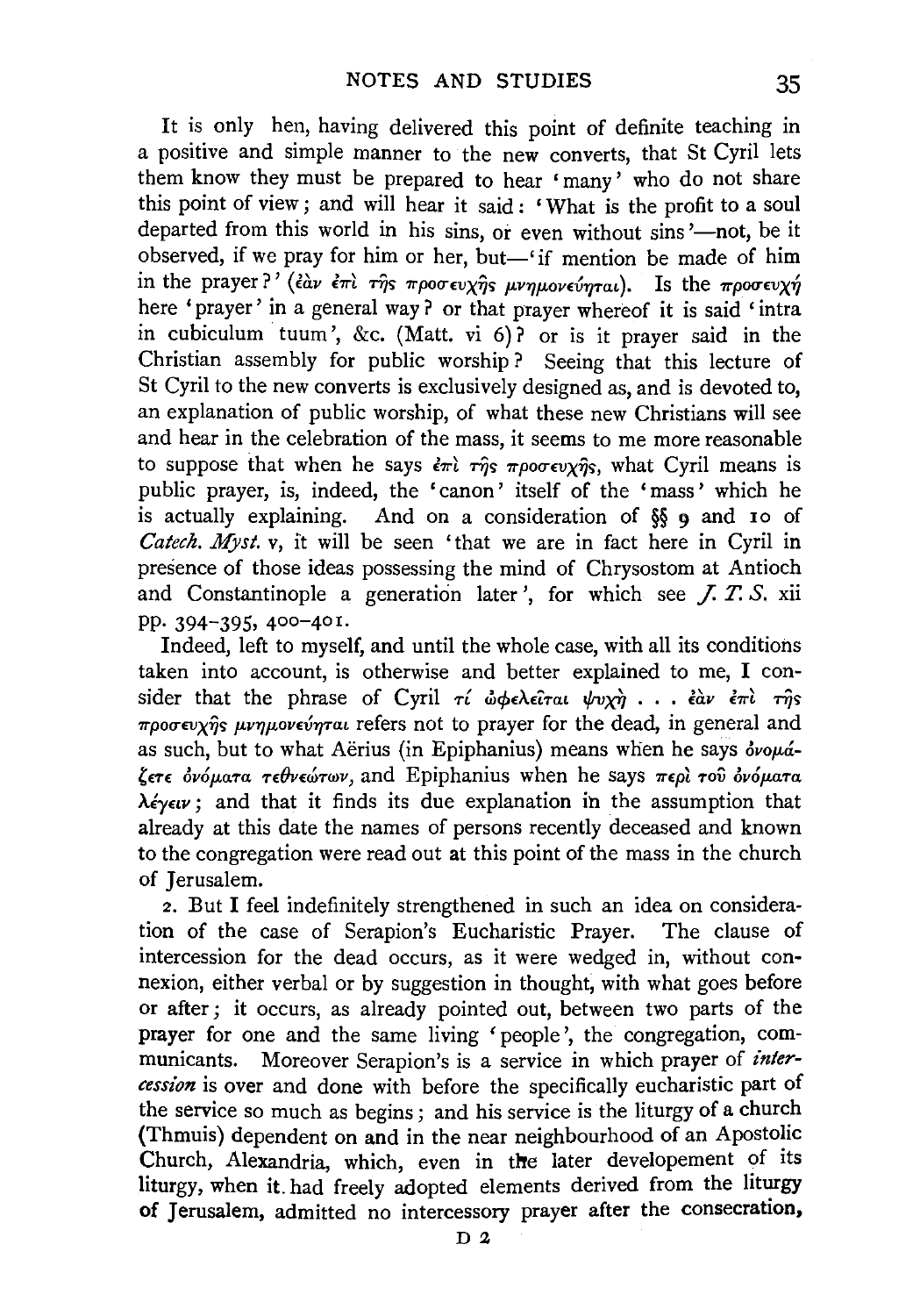It is only hen, having delivered this point of definite teaching in a positive and simple manner to the new converts, that St Cyril lets them know they must be prepared to hear 'many' who do not share this point of view; and will hear it said: 'What is the profit to a soul departed from this world in his sins, or even without sins'—not, be it observed, if we pray for him or her, but—'if mention be made of him in the prayer?' (ἐὰν ἐπὶ τῆς προσευχῆς μνημονεύηται). Is the προσευχή here 'prayer' in a general way? or that prayer whereof it is said 'intra in cubiculum tuum', &c. (Matt. vi 6)? or is it prayer said in the Christian assembly for public worship? Seeing that this lecture of St Cyril to the new converts is exclusively designed as, and is devoted to, an explanation of public worship, of what these new Christians will see and hear in the celebration of the mass, it seems to me more reasonable to suppose that when he says ἐπὶ τῆς προσευχῆς, what Cyril means is public prayer, is, indeed, the 'canon' itself of the 'mass' which he is actually explaining. And on a consideration of §§ 9 and 10 of *Catech. Myst.* v, it will be seen 'that we are in fact here in Cyril in presence of those ideas possessing the mind of Chrysostom at Antioch and Constantinople a generation later', for which see *J. T. S.* xii pp. 394–395, 400–401.

Indeed, left to myself, and until the whole case, with all its conditions taken into account, is otherwise and better explained to me, I consider that the phrase of Cyril τί ὠφελεῖται ψυχὴ . . . ἐὰν ἐπὶ τῆς προσευχῆς μνημονεύηται refers not to prayer for the dead, in general and as such, but to what Aërius (in Epiphanius) means when he says ὀνομάζετε ὀνόματα τεθνεώτων, and Epiphanius when he says περὶ τοῦ ὀνόματα λέγειν; and that it finds its due explanation in the assumption that already at this date the names of persons recently deceased and known to the congregation were read out at this point of the mass in the church of Jerusalem.

2. But I feel indefinitely strengthened in such an idea on consideration of the case of Serapion's Eucharistic Prayer. The clause of intercession for the dead occurs, as it were wedged in, without connexion, either verbal or by suggestion in thought, with what goes before or after; it occurs, as already pointed out, between two parts of the prayer for one and the same living 'people', the congregation, communicants. Moreover Serapion's is a service in which prayer of *intercession* is over and done with before the specifically eucharistic part of the service so much as begins; and his service is the liturgy of a church (Thmuis) dependent on and in the near neighbourhood of an Apostolic Church, Alexandria, which, even in the later developement of its liturgy, when it had freely adopted elements derived from the liturgy of Jerusalem, admitted no intercessory prayer after the consecration,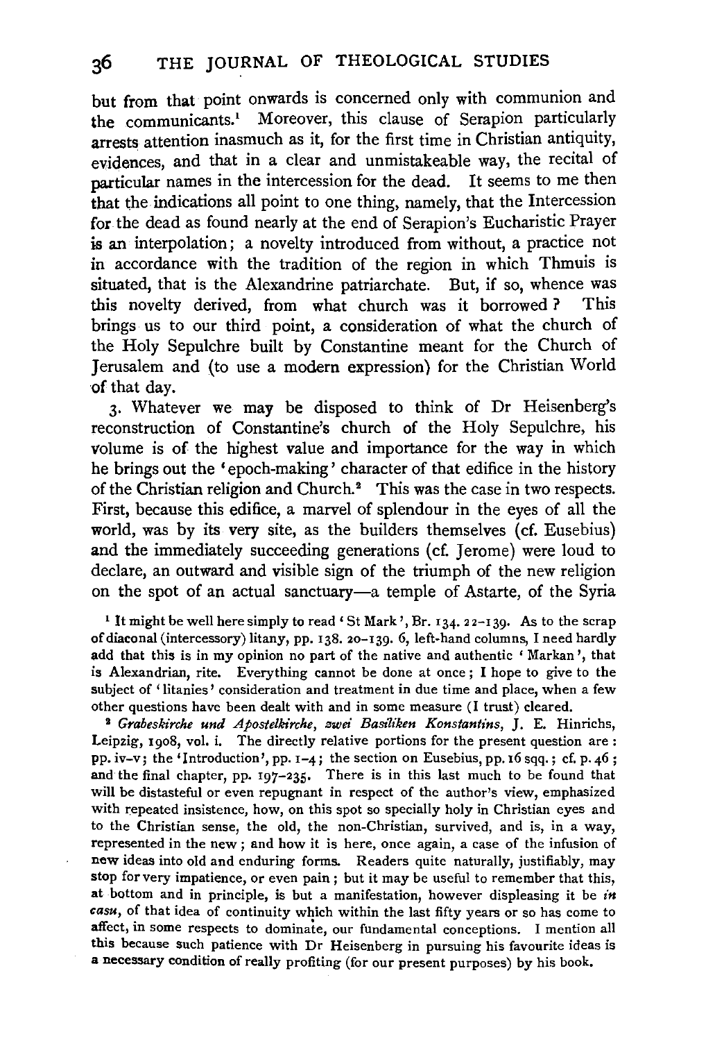but from that point onwards is concerned only with communion and the communicants.[1] Moreover, this clause of Serapion particularly arrests attention inasmuch as it, for the first time in Christian antiquity, evidences, and that in a clear and unmistakeable way, the recital of particular names in the intercession for the dead. It seems to me then that the indications all point to one thing, namely, that the Intercession for the dead as found nearly at the end of Serapion's Eucharistic Prayer is an interpolation; a novelty introduced from without, a practice not in accordance with the tradition of the region in which Thmuis is situated, that is the Alexandrine patriarchate. But, if so, whence was this novelty derived, from what church was it borrowed? This brings us to our third point, a consideration of what the church of the Holy Sepulchre built by Constantine meant for the Church of Jerusalem and (to use a modern expression) for the Christian World of that day.

3. Whatever we may be disposed to think of Dr Heisenberg's reconstruction of Constantine's church of the Holy Sepulchre, his volume is of the highest value and importance for the way in which he brings out the 'epoch-making' character of that edifice in the history of the Christian religion and Church.[2] This was the case in two respects. First, because this edifice, a marvel of splendour in the eyes of all the world, was by its very site, as the builders themselves (cf. Eusebius) and the immediately succeeding generations (cf. Jerome) were loud to declare, an outward and visible sign of the triumph of the new religion on the spot of an actual sanctuary—a temple of Astarte, of the Syria

[1] It might be well here simply to read 'St Mark', Br. 134. 22–139. As to the scrap of diaconal (intercessory) litany, pp. 138. 20–139. 6, left-hand columns, I need hardly add that this is in my opinion no part of the native and authentic 'Markan', that is Alexandrian, rite. Everything cannot be done at once; I hope to give to the subject of 'litanies' consideration and treatment in due time and place, when a few other questions have been dealt with and in some measure (I trust) cleared.

[2] *Grabeskirche und Apostelkirche, zwei Basiliken Konstantins*, J. E. Hinrichs, Leipzig, 1908, vol. i. The directly relative portions for the present question are: pp. iv–v; the 'Introduction', pp. 1–4; the section on Eusebius, pp. 16 sqq.; cf. p. 46; and the final chapter, pp. 197–235. There is in this last much to be found that will be distasteful or even repugnant in respect of the author's view, emphasized with repeated insistence, how, on this spot so specially holy in Christian eyes and to the Christian sense, the old, the non-Christian, survived, and is, in a way, represented in the new; and how it is here, once again, a case of the infusion of new ideas into old and enduring forms. Readers quite naturally, justifiably, may stop for very impatience, or even pain; but it may be useful to remember that this, at bottom and in principle, is but a manifestation, however displeasing it be *in casu*, of that idea of continuity which within the last fifty years or so has come to affect, in some respects to dominate, our fundamental conceptions. I mention all this because such patience with Dr Heisenberg in pursuing his favourite ideas is a necessary condition of really profiting (for our present purposes) by his book.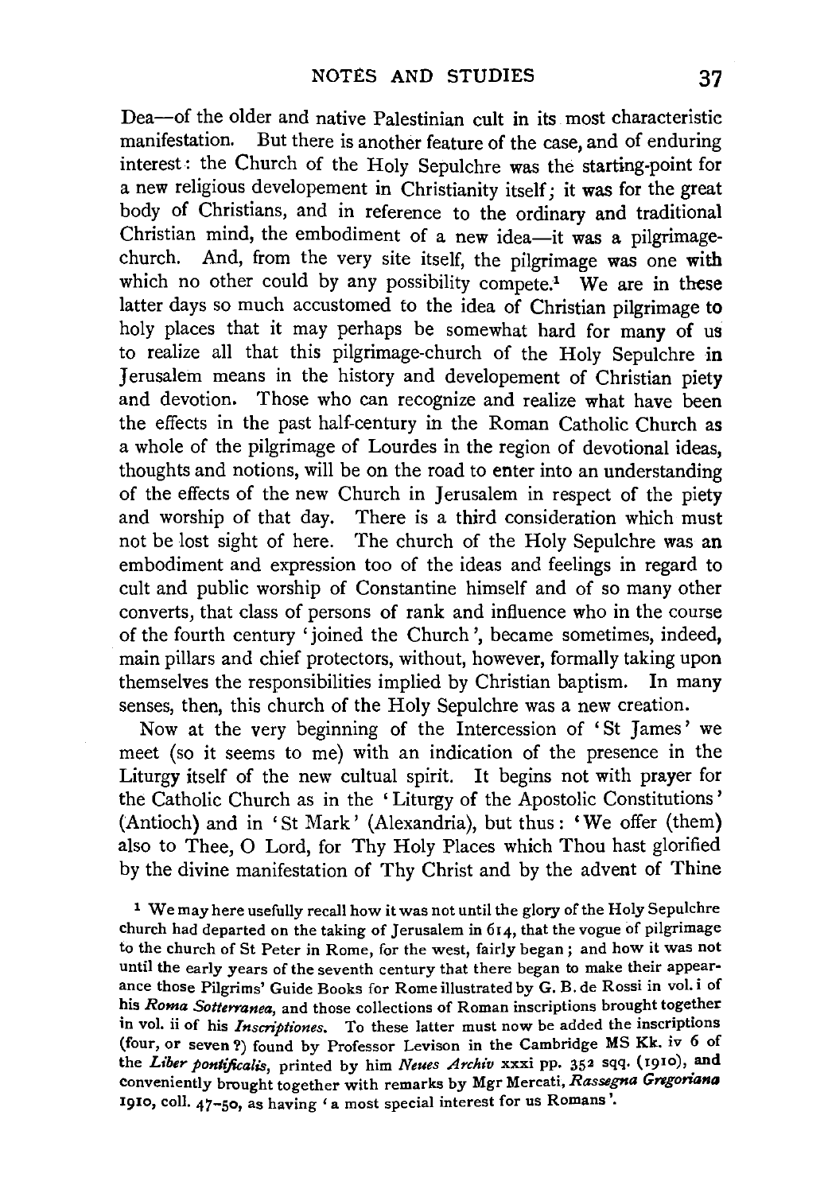Dea—of the older and native Palestinian cult in its most characteristic manifestation. But there is another feature of the case, and of enduring interest: the Church of the Holy Sepulchre was the starting-point for a new religious developement in Christianity itself; it was for the great body of Christians, and in reference to the ordinary and traditional Christian mind, the embodiment of a new idea—it was a pilgrimage-church. And, from the very site itself, the pilgrimage was one with which no other could by any possibility compete.[1] We are in these latter days so much accustomed to the idea of Christian pilgrimage to holy places that it may perhaps be somewhat hard for many of us to realize all that this pilgrimage-church of the Holy Sepulchre in Jerusalem means in the history and developement of Christian piety and devotion. Those who can recognize and realize what have been the effects in the past half-century in the Roman Catholic Church as a whole of the pilgrimage of Lourdes in the region of devotional ideas, thoughts and notions, will be on the road to enter into an understanding of the effects of the new Church in Jerusalem in respect of the piety and worship of that day. There is a third consideration which must not be lost sight of here. The church of the Holy Sepulchre was an embodiment and expression too of the ideas and feelings in regard to cult and public worship of Constantine himself and of so many other converts, that class of persons of rank and influence who in the course of the fourth century 'joined the Church', became sometimes, indeed, main pillars and chief protectors, without, however, formally taking upon themselves the responsibilities implied by Christian baptism. In many senses, then, this church of the Holy Sepulchre was a new creation.

Now at the very beginning of the Intercession of 'St James' we meet (so it seems to me) with an indication of the presence in the Liturgy itself of the new cultual spirit. It begins not with prayer for the Catholic Church as in the 'Liturgy of the Apostolic Constitutions' (Antioch) and in 'St Mark' (Alexandria), but thus: 'We offer (them) also to Thee, O Lord, for Thy Holy Places which Thou hast glorified by the divine manifestation of Thy Christ and by the advent of Thine

[1] We may here usefully recall how it was not until the glory of the Holy Sepulchre church had departed on the taking of Jerusalem in 614, that the vogue of pilgrimage to the church of St Peter in Rome, for the west, fairly began; and how it was not until the early years of the seventh century that there began to make their appearance those Pilgrims' Guide Books for Rome illustrated by G. B. de Rossi in vol. i of his *Roma Sotterranea*, and those collections of Roman inscriptions brought together in vol. ii of his *Inscriptiones*. To these latter must now be added the inscriptions (four, or seven?) found by Professor Levison in the Cambridge MS Kk. iv 6 of the *Liber pontificalis*, printed by him *Neues Archiv* xxxi pp. 352 sqq. (1910), and conveniently brought together with remarks by Mgr Mercati, *Rassegna Gregoriana* 1910, coll. 47–50, as having 'a most special interest for us Romans'.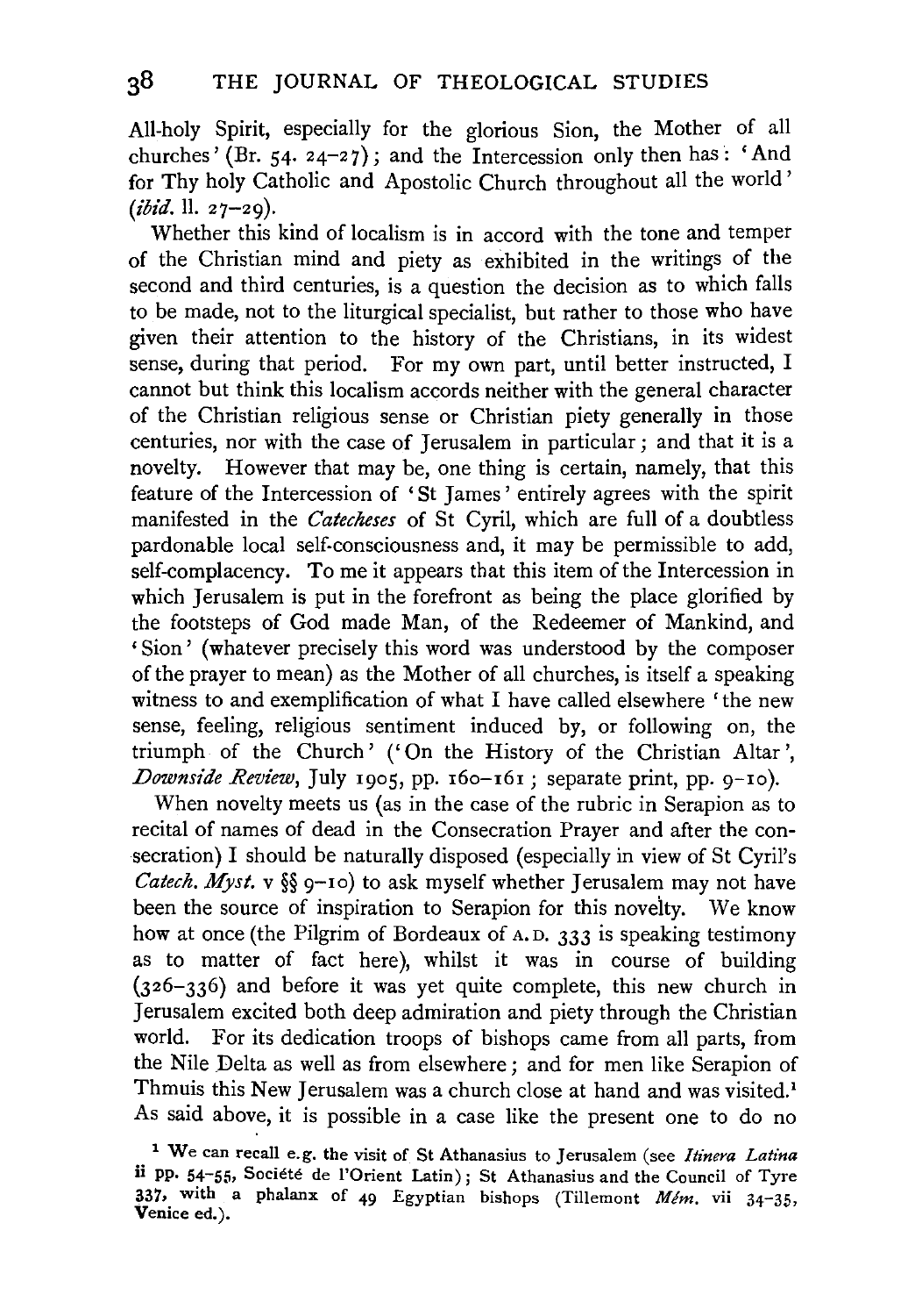All-holy Spirit, especially for the glorious Sion, the Mother of all churches' (Br. 54. 24–27); and the Intercession only then has: 'And for Thy holy Catholic and Apostolic Church throughout all the world' (*ibid.* ll. 27–29).

Whether this kind of localism is in accord with the tone and temper of the Christian mind and piety as exhibited in the writings of the second and third centuries, is a question the decision as to which falls to be made, not to the liturgical specialist, but rather to those who have given their attention to the history of the Christians, in its widest sense, during that period. For my own part, until better instructed, I cannot but think this localism accords neither with the general character of the Christian religious sense or Christian piety generally in those centuries, nor with the case of Jerusalem in particular; and that it is a novelty. However that may be, one thing is certain, namely, that this feature of the Intercession of 'St James' entirely agrees with the spirit manifested in the *Catecheses* of St Cyril, which are full of a doubtless pardonable local self-consciousness and, it may be permissible to add, self-complacency. To me it appears that this item of the Intercession in which Jerusalem is put in the forefront as being the place glorified by the footsteps of God made Man, of the Redeemer of Mankind, and 'Sion' (whatever precisely this word was understood by the composer of the prayer to mean) as the Mother of all churches, is itself a speaking witness to and exemplification of what I have called elsewhere 'the new sense, feeling, religious sentiment induced by, or following on, the triumph of the Church' ('On the History of the Christian Altar', *Downside Review*, July 1905, pp. 160–161; separate print, pp. 9–10).

When novelty meets us (as in the case of the rubric in Serapion as to recital of names of dead in the Consecration Prayer and after the consecration) I should be naturally disposed (especially in view of St Cyril's *Catech. Myst.* v §§ 9–10) to ask myself whether Jerusalem may not have been the source of inspiration to Serapion for this novelty. We know how at once (the Pilgrim of Bordeaux of A.D. 333 is speaking testimony as to matter of fact here), whilst it was in course of building (326–336) and before it was yet quite complete, this new church in Jerusalem excited both deep admiration and piety through the Christian world. For its dedication troops of bishops came from all parts, from the Nile Delta as well as from elsewhere; and for men like Serapion of Thmuis this New Jerusalem was a church close at hand and was visited.[1] As said above, it is possible in a case like the present one to do no

[1] We can recall e.g. the visit of St Athanasius to Jerusalem (see *Itinera Latina* ii pp. 54–55, Société de l'Orient Latin); St Athanasius and the Council of Tyre 337, with a phalanx of 49 Egyptian bishops (Tillemont *Mém.* vii 34–35, Venice ed.).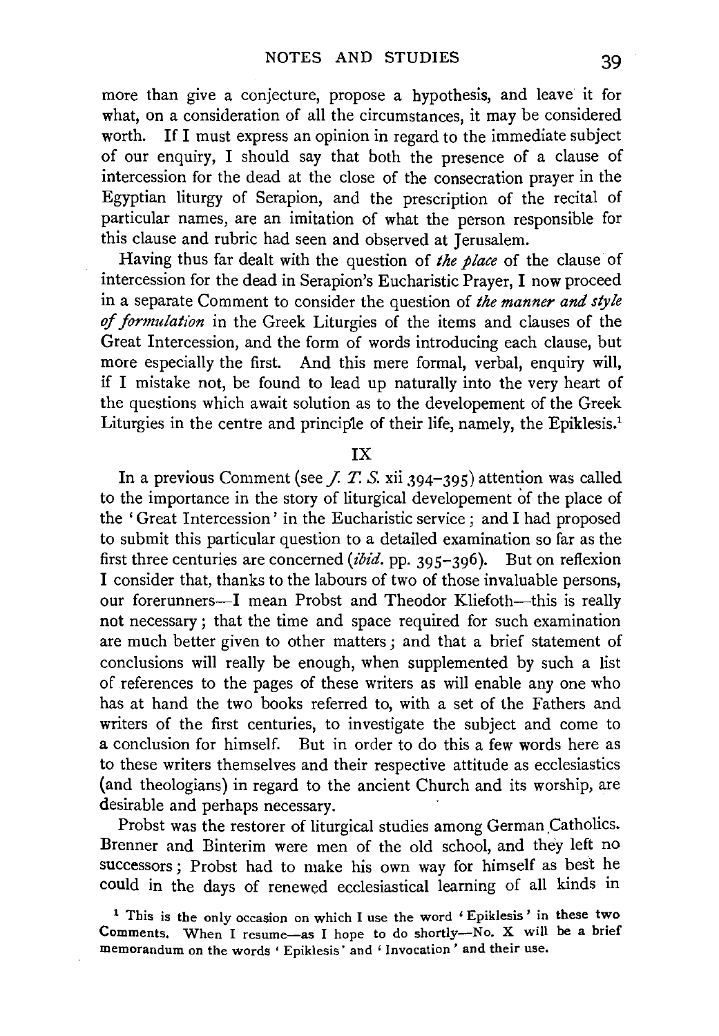more than give a conjecture, propose a hypothesis, and leave it for what, on a consideration of all the circumstances, it may be considered worth. If I must express an opinion in regard to the immediate subject of our enquiry, I should say that both the presence of a clause of intercession for the dead at the close of the consecration prayer in the Egyptian liturgy of Serapion, and the prescription of the recital of particular names, are an imitation of what the person responsible for this clause and rubric had seen and observed at Jerusalem.

Having thus far dealt with the question of *the place* of the clause of intercession for the dead in Serapion's Eucharistic Prayer, I now proceed in a separate Comment to consider the question of *the manner and style of formulation* in the Greek Liturgies of the items and clauses of the Great Intercession, and the form of words introducing each clause, but more especially the first. And this mere formal, verbal, enquiry will, if I mistake not, be found to lead up naturally into the very heart of the questions which await solution as to the developement of the Greek Liturgies in the centre and principle of their life, namely, the Epiklesis.[1]

## IX

In a previous Comment (see *J. T. S.* xii 394–395) attention was called to the importance in the story of liturgical developement of the place of the 'Great Intercession' in the Eucharistic service; and I had proposed to submit this particular question to a detailed examination so far as the first three centuries are concerned (*ibid.* pp. 395–396). But on reflexion I consider that, thanks to the labours of two of those invaluable persons, our forerunners—I mean Probst and Theodor Kliefoth—this is really not necessary; that the time and space required for such examination are much better given to other matters; and that a brief statement of conclusions will really be enough, when supplemented by such a list of references to the pages of these writers as will enable any one who has at hand the two books referred to, with a set of the Fathers and writers of the first centuries, to investigate the subject and come to a conclusion for himself. But in order to do this a few words here as to these writers themselves and their respective attitude as ecclesiastics (and theologians) in regard to the ancient Church and its worship, are desirable and perhaps necessary.

Probst was the restorer of liturgical studies among German Catholics. Brenner and Binterim were men of the old school, and they left no successors; Probst had to make his own way for himself as best he could in the days of renewed ecclesiastical learning of all kinds in

[1] This is the only occasion on which I use the word 'Epiklesis' in these two Comments. When I resume—as I hope to do shortly—No. X will be a brief memorandum on the words 'Epiklesis' and 'Invocation' and their use.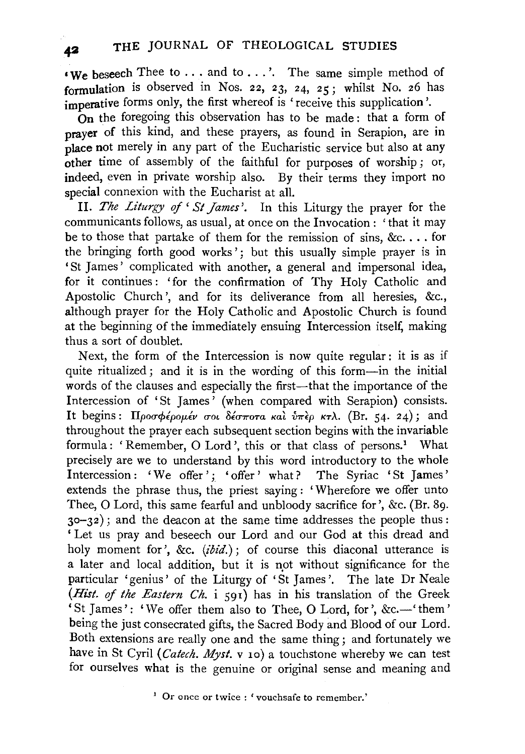'We beseech Thee to . . . and to . . .'. The same simple method of formulation is observed in Nos. 22, 23, 24, 25; whilst No. 26 has imperative forms only, the first whereof is 'receive this supplication'.

On the foregoing this observation has to be made: that a form of prayer of this kind, and these prayers, as found in Serapion, are in place not merely in any part of the Eucharistic service but also at any other time of assembly of the faithful for purposes of worship; or, indeed, even in private worship also. By their terms they import no special connexion with the Eucharist at all.

II. *The Liturgy of 'St James'*. In this Liturgy the prayer for the communicants follows, as usual, at once on the Invocation: 'that it may be to those that partake of them for the remission of sins, &c. . . . for the bringing forth good works'; but this usually simple prayer is in 'St James' complicated with another, a general and impersonal idea, for it continues: 'for the confirmation of Thy Holy Catholic and Apostolic Church', and for its deliverance from all heresies, &c., although prayer for the Holy Catholic and Apostolic Church is found at the beginning of the immediately ensuing Intercession itself, making thus a sort of doublet.

Next, the form of the Intercession is now quite regular: it is as if quite ritualized; and it is in the wording of this form—in the initial words of the clauses and especially the first—that the importance of the Intercession of 'St James' (when compared with Serapion) consists. It begins: Προσφέρομέν σοι δέσποτα καὶ ὑπὲρ κτλ. (Br. 54. 24); and throughout the prayer each subsequent section begins with the invariable formula: 'Remember, O Lord', this or that class of persons.[1] What precisely are we to understand by this word introductory to the whole Intercession: 'We offer'; 'offer' what? The Syriac 'St James' extends the phrase thus, the priest saying: 'Wherefore we offer unto Thee, O Lord, this same fearful and unbloody sacrifice for', &c. (Br. 89. 30–32); and the deacon at the same time addresses the people thus: 'Let us pray and beseech our Lord and our God at this dread and holy moment for', &c. (*ibid.*); of course this diaconal utterance is a later and local addition, but it is not without significance for the particular 'genius' of the Liturgy of 'St James'. The late Dr Neale (*Hist. of the Eastern Ch.* i 591) has in his translation of the Greek 'St James': 'We offer them also to Thee, O Lord, for', &c.—'them' being the just consecrated gifts, the Sacred Body and Blood of our Lord. Both extensions are really one and the same thing; and fortunately we have in St Cyril (*Catech. Myst.* v 10) a touchstone whereby we can test for ourselves what is the genuine or original sense and meaning and

[1] Or once or twice: 'vouchsafe to remember.'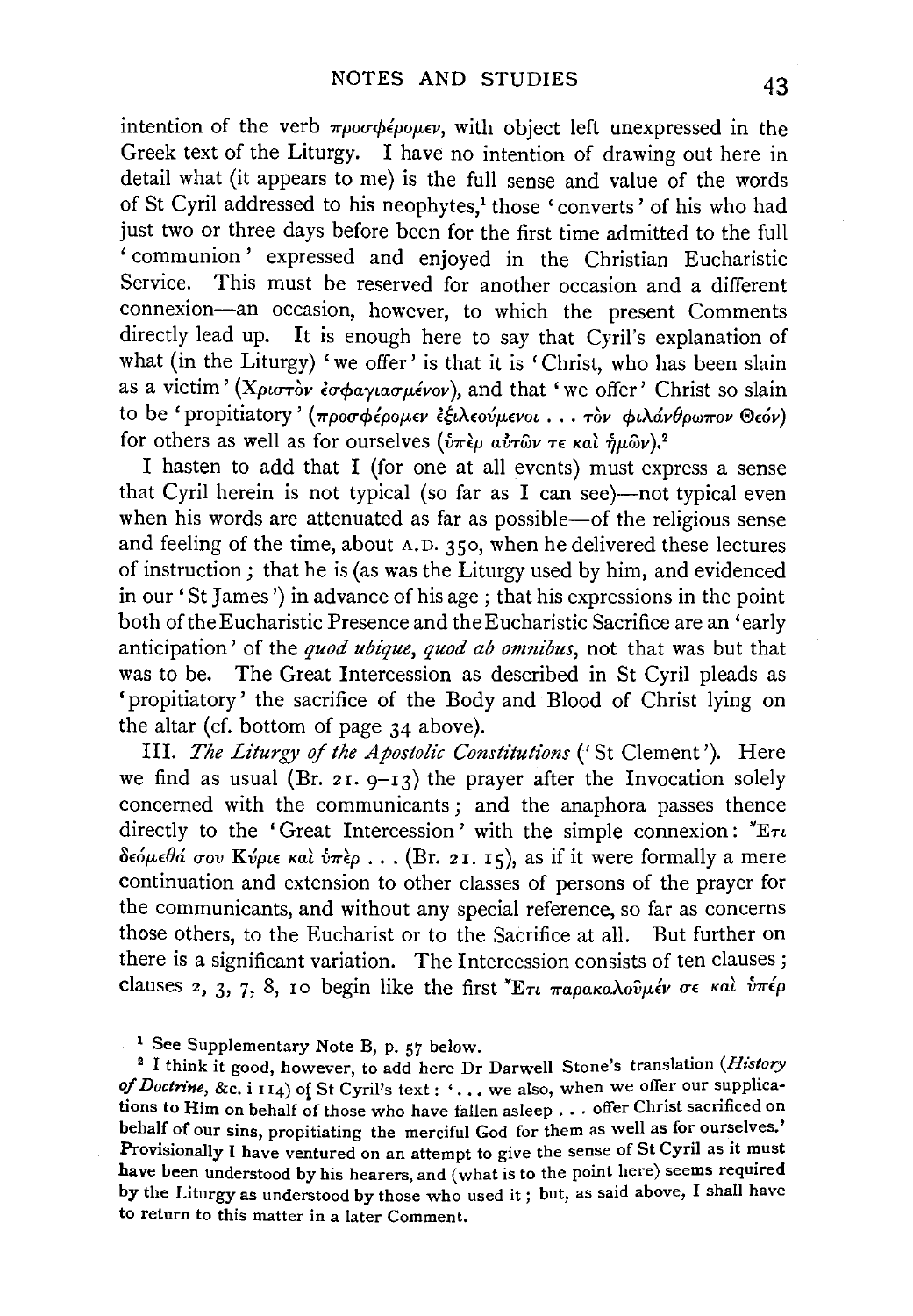intention of the verb προσφέρομεν, with object left unexpressed in the Greek text of the Liturgy. I have no intention of drawing out here in detail what (it appears to me) is the full sense and value of the words of St Cyril addressed to his neophytes,[1] those 'converts' of his who had just two or three days before been for the first time admitted to the full 'communion' expressed and enjoyed in the Christian Eucharistic Service. This must be reserved for another occasion and a different connexion—an occasion, however, to which the present Comments directly lead up. It is enough here to say that Cyril's explanation of what (in the Liturgy) 'we offer' is that it is 'Christ, who has been slain as a victim' (Χριστὸν ἐσφαγιασμένον), and that 'we offer' Christ so slain to be 'propitiatory' (προσφέρομεν ἐξιλεούμενοι . . . τὸν φιλάνθρωπον Θεόν) for others as well as for ourselves (ὑπὲρ αὐτῶν τε καὶ ἡμῶν).[2]

I hasten to add that I (for one at all events) must express a sense that Cyril herein is not typical (so far as I can see)—not typical even when his words are attenuated as far as possible—of the religious sense and feeling of the time, about A.D. 350, when he delivered these lectures of instruction; that he is (as was the Liturgy used by him, and evidenced in our 'St James') in advance of his age; that his expressions in the point both of the Eucharistic Presence and the Eucharistic Sacrifice are an 'early anticipation' of the *quod ubique, quod ab omnibus*, not that was but that was to be. The Great Intercession as described in St Cyril pleads as 'propitiatory' the sacrifice of the Body and Blood of Christ lying on the altar (cf. bottom of page 34 above).

III. *The Liturgy of the Apostolic Constitutions* ('St Clement'). Here we find as usual (Br. 21. 9–13) the prayer after the Invocation solely concerned with the communicants; and the anaphora passes thence directly to the 'Great Intercession' with the simple connexion: Ἔτι δεόμεθά σου Κύριε καὶ ὑπὲρ . . . (Br. 21. 15), as if it were formally a mere continuation and extension to other classes of persons of the prayer for the communicants, and without any special reference, so far as concerns those others, to the Eucharist or to the Sacrifice at all. But further on there is a significant variation. The Intercession consists of ten clauses; clauses 2, 3, 7, 8, 10 begin like the first Ἔτι παρακαλοῦμέν σε καὶ ὑπὲρ

[1] See Supplementary Note B, p. 57 below.

[2] I think it good, however, to add here Dr Darwell Stone's translation (*History of Doctrine*, &c. i 114) of St Cyril's text: '. . . we also, when we offer our supplications to Him on behalf of those who have fallen asleep . . . offer Christ sacrificed on behalf of our sins, propitiating the merciful God for them as well as for ourselves.' Provisionally I have ventured on an attempt to give the sense of St Cyril as it must have been understood by his hearers, and (what is to the point here) seems required by the Liturgy as understood by those who used it; but, as said above, I shall have to return to this matter in a later Comment.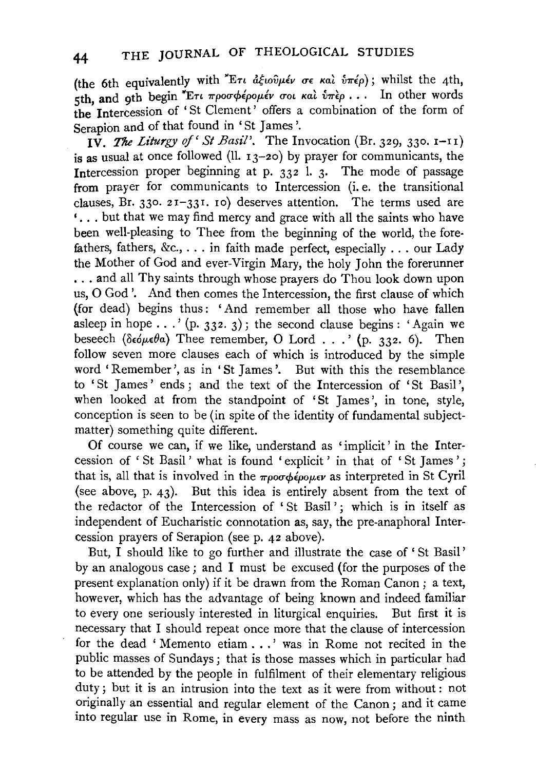(the 6th equivalently with Ἔτι ἀξιοῦμέν σε καὶ ὑπέρ); whilst the 4th, 5th, and 9th begin Ἔτι προσφέρομέν σοι καὶ ὑπὲρ . . . In other words the Intercession of 'St Clement' offers a combination of the form of Serapion and of that found in 'St James'.

IV. *The Liturgy of 'St Basil'*. The Invocation (Br. 329, 330. 1–11) is as usual at once followed (ll. 13–20) by prayer for communicants, the Intercession proper beginning at p. 332 l. 3. The mode of passage from prayer for communicants to Intercession (i.e. the transitional clauses, Br. 330. 21–331. 10) deserves attention. The terms used are '. . . but that we may find mercy and grace with all the saints who have been well-pleasing to Thee from the beginning of the world, the forefathers, fathers, &c., . . . in faith made perfect, especially . . . our Lady the Mother of God and ever-Virgin Mary, the holy John the forerunner . . . and all Thy saints through whose prayers do Thou look down upon us, O God'. And then comes the Intercession, the first clause of which (for dead) begins thus: 'And remember all those who have fallen asleep in hope . . .' (p. 332. 3); the second clause begins: 'Again we beseech (δεόμεθα) Thee remember, O Lord . . .' (p. 332. 6). Then follow seven more clauses each of which is introduced by the simple word 'Remember', as in 'St James'. But with this the resemblance to 'St James' ends; and the text of the Intercession of 'St Basil', when looked at from the standpoint of 'St James', in tone, style, conception is seen to be (in spite of the identity of fundamental subject-matter) something quite different.

Of course we can, if we like, understand as 'implicit' in the Intercession of 'St Basil' what is found 'explicit' in that of 'St James'; that is, all that is involved in the προσφέρομεν as interpreted in St Cyril (see above, p. 43). But this idea is entirely absent from the text of the redactor of the Intercession of 'St Basil'; which is in itself as independent of Eucharistic connotation as, say, the pre-anaphoral Intercession prayers of Serapion (see p. 42 above).

But, I should like to go further and illustrate the case of 'St Basil' by an analogous case; and I must be excused (for the purposes of the present explanation only) if it be drawn from the Roman Canon; a text, however, which has the advantage of being known and indeed familiar to every one seriously interested in liturgical enquiries. But first it is necessary that I should repeat once more that the clause of intercession for the dead 'Memento etiam . . .' was in Rome not recited in the public masses of Sundays; that is those masses which in particular had to be attended by the people in fulfilment of their elementary religious duty; but it is an intrusion into the text as it were from without: not originally an essential and regular element of the Canon; and it came into regular use in Rome, in every mass as now, not before the ninth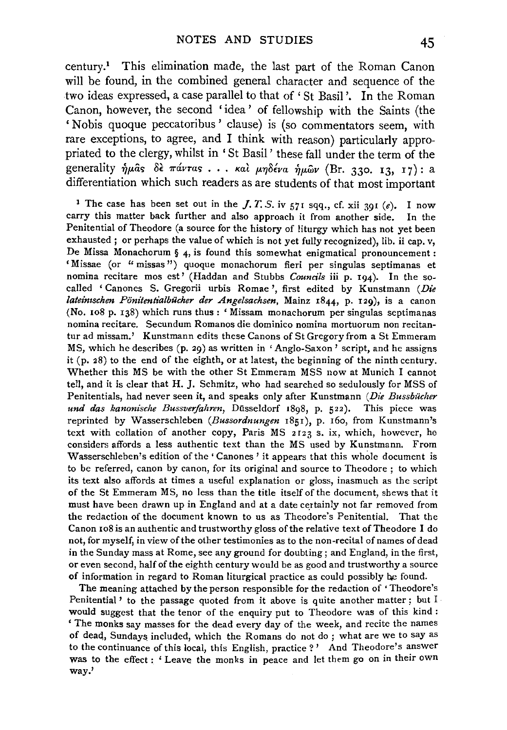century.[1] This elimination made, the last part of the Roman Canon will be found, in the combined general character and sequence of the two ideas expressed, a case parallel to that of 'St Basil'. In the Roman Canon, however, the second 'idea' of fellowship with the Saints (the 'Nobis quoque peccatoribus' clause) is (so commentators seem, with rare exceptions, to agree, and I think with reason) particularly appropriated to the clergy, whilst in 'St Basil' these fall under the term of the generality ἡμᾶς δὲ πάντας . . . καὶ μηδένα ἡμῶν (Br. 330. 13, 17): a differentiation which such readers as are students of that most important

[1] The case has been set out in the *J. T. S.* iv 571 sqq., cf. xii 391 (*e*). I now carry this matter back further and also approach it from another side. In the Penitential of Theodore (a source for the history of liturgy which has not yet been exhausted; or perhaps the value of which is not yet fully recognized), lib. ii cap. v, De Missa Monachorum § 4, is found this somewhat enigmatical pronouncement: 'Missae (or "missas") quoque monachorum fieri per singulas septimanas et nomina recitare mos est' (Haddan and Stubbs *Councils* iii p. 194). In the so-called 'Canones S. Gregorii urbis Romae', first edited by Kunstmann (*Die lateinischen Pönitentialbücher der Angelsachsen*, Mainz 1844, p. 129), is a canon (No. 108 p. 138) which runs thus: 'Missam monachorum per singulas septimanas nomina recitare. Secundum Romanos die dominico nomina mortuorum non recitantur ad missam.' Kunstmann edits these Canons of St Gregory from a St Emmeram MS, which he describes (p. 29) as written in 'Anglo-Saxon' script, and he assigns it (p. 28) to the end of the eighth, or at latest, the beginning of the ninth century. Whether this MS be with the other St Emmeram MSS now at Munich I cannot tell, and it is clear that H. J. Schmitz, who had searched so sedulously for MSS of Penitentials, had never seen it, and speaks only after Kunstmann (*Die Bussbücher und das kanonische Bussverfahren*, Düsseldorf 1898, p. 522). This piece was reprinted by Wasserschleben (*Bussordnungen* 1851), p. 160, from Kunstmann's text with collation of another copy, Paris MS 2123 s. ix, which, however, he considers affords a less authentic text than the MS used by Kunstmann. From Wasserschleben's edition of the 'Canones' it appears that this whole document is to be referred, canon by canon, for its original and source to Theodore; to which its text also affords at times a useful explanation or gloss, inasmuch as the script of the St Emmeram MS, no less than the title itself of the document, shews that it must have been drawn up in England and at a date certainly not far removed from the redaction of the document known to us as Theodore's Penitential. That the Canon 108 is an authentic and trustworthy gloss of the relative text of Theodore I do not, for myself, in view of the other testimonies as to the non-recital of names of dead in the Sunday mass at Rome, see any ground for doubting; and England, in the first, or even second, half of the eighth century would be as good and trustworthy a source of information in regard to Roman liturgical practice as could possibly be found.

The meaning attached by the person responsible for the redaction of 'Theodore's Penitential' to the passage quoted from it above is quite another matter; but I would suggest that the tenor of the enquiry put to Theodore was of this kind: 'The monks say masses for the dead every day of the week, and recite the names of dead, Sundays included, which the Romans do not do; what are we to say as to the continuance of this local, this English, practice?' And Theodore's answer was to the effect: 'Leave the monks in peace and let them go on in their own way.'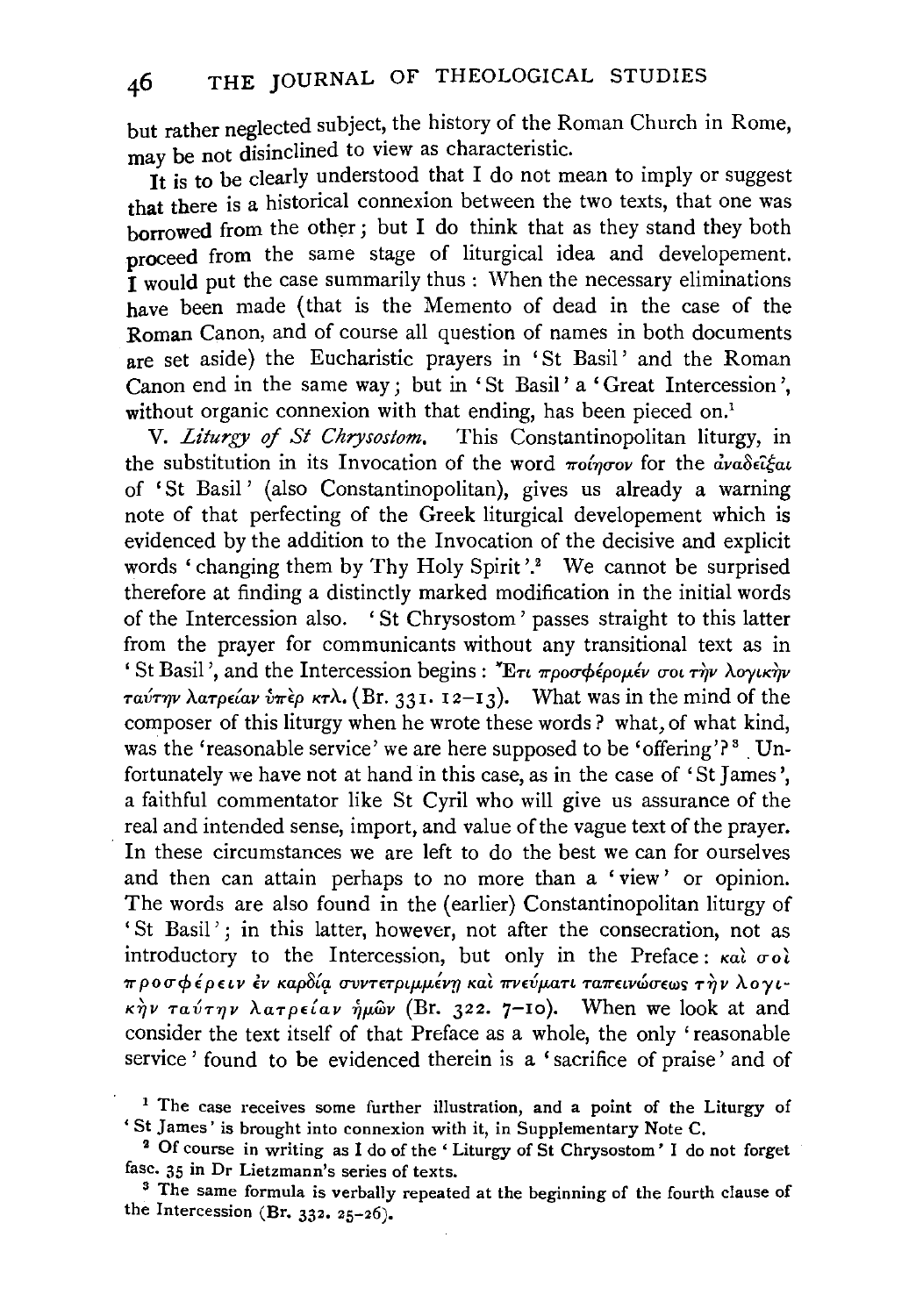but rather neglected subject, the history of the Roman Church in Rome, may be not disinclined to view as characteristic.

It is to be clearly understood that I do not mean to imply or suggest that there is a historical connexion between the two texts, that one was borrowed from the other; but I do think that as they stand they both proceed from the same stage of liturgical idea and developement. I would put the case summarily thus: When the necessary eliminations have been made (that is the Memento of dead in the case of the Roman Canon, and of course all question of names in both documents are set aside) the Eucharistic prayers in 'St Basil' and the Roman Canon end in the same way; but in 'St Basil' a 'Great Intercession', without organic connexion with that ending, has been pieced on.[1]

V. *Liturgy of St Chrysostom.* This Constantinopolitan liturgy, in the substitution in its Invocation of the word ποίησον for the ἀναδεῖξαι of 'St Basil' (also Constantinopolitan), gives us already a warning note of that perfecting of the Greek liturgical developement which is evidenced by the addition to the Invocation of the decisive and explicit words 'changing them by Thy Holy Spirit'.[2] We cannot be surprised therefore at finding a distinctly marked modification in the initial words of the Intercession also. 'St Chrysostom' passes straight to this latter from the prayer for communicants without any transitional text as in 'St Basil', and the Intercession begins: Ἔτι προσφέρομέν σοι τὴν λογικὴν ταύτην λατρείαν ὑπὲρ κτλ. (Br. 331. 12–13). What was in the mind of the composer of this liturgy when he wrote these words? what, of what kind, was the 'reasonable service' we are here supposed to be 'offering'?[3] Unfortunately we have not at hand in this case, as in the case of 'St James', a faithful commentator like St Cyril who will give us assurance of the real and intended sense, import, and value of the vague text of the prayer. In these circumstances we are left to do the best we can for ourselves and then can attain perhaps to no more than a 'view' or opinion. The words are also found in the (earlier) Constantinopolitan liturgy of 'St Basil'; in this latter, however, not after the consecration, not as introductory to the Intercession, but only in the Preface: καὶ σοὶ προσφέρειν ἐν καρδίᾳ συντετριμμένῃ καὶ πνεύματι ταπεινώσεως τὴν λογικὴν ταύτην λατρείαν ἡμῶν (Br. 322. 7–10). When we look at and consider the text itself of that Preface as a whole, the only 'reasonable service' found to be evidenced therein is a 'sacrifice of praise' and of

[1] The case receives some further illustration, and a point of the Liturgy of 'St James' is brought into connexion with it, in Supplementary Note C.

[2] Of course in writing as I do of the 'Liturgy of St Chrysostom' I do not forget fasc. 35 in Dr Lietzmann's series of texts.

[3] The same formula is verbally repeated at the beginning of the fourth clause of the Intercession (Br. 332. 25–26).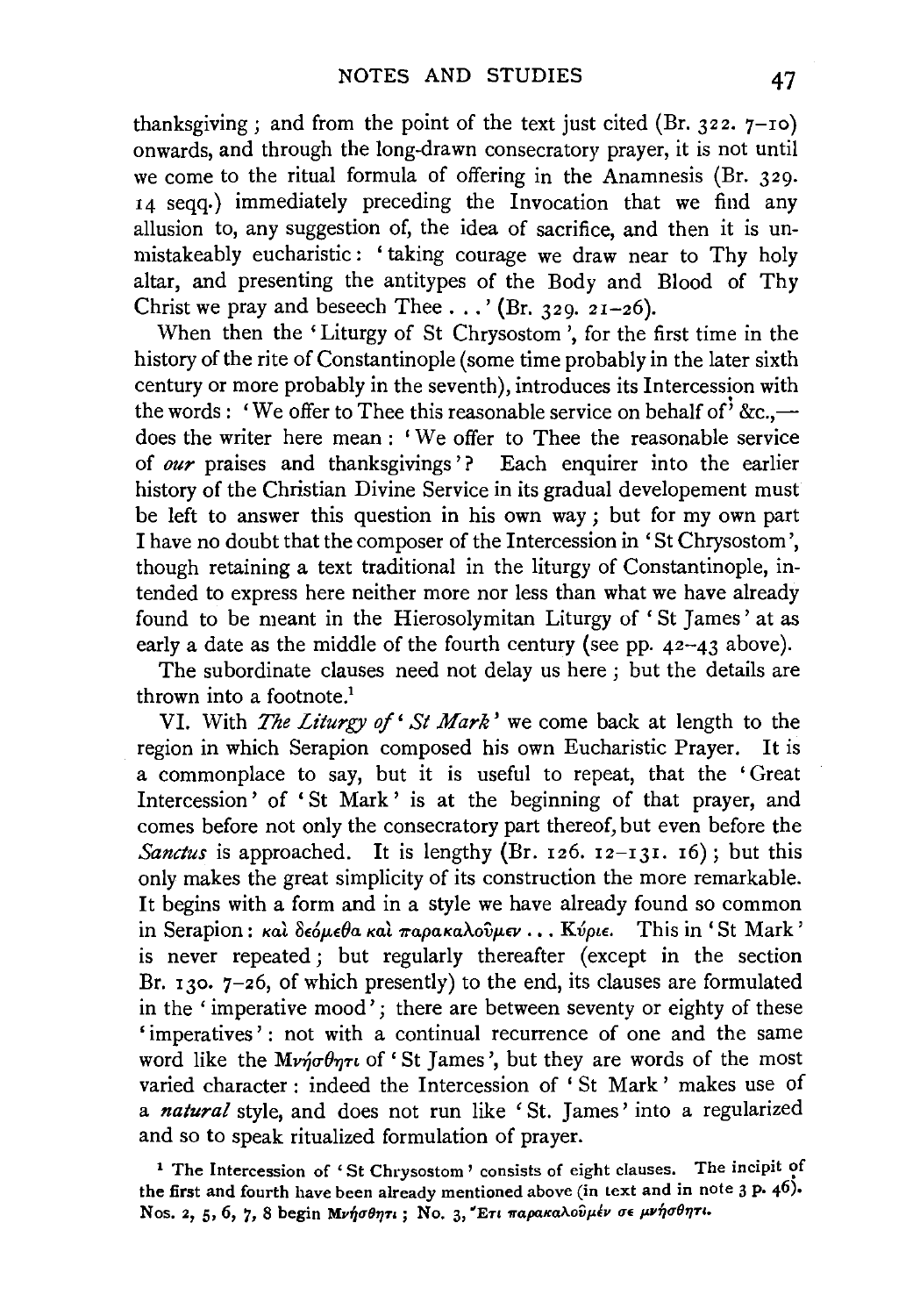thanksgiving; and from the point of the text just cited (Br. 322. 7–10) onwards, and through the long-drawn consecratory prayer, it is not until we come to the ritual formula of offering in the Anamnesis (Br. 329. 14 seqq.) immediately preceding the Invocation that we find any allusion to, any suggestion of, the idea of sacrifice, and then it is unmistakeably eucharistic: 'taking courage we draw near to Thy holy altar, and presenting the antitypes of the Body and Blood of Thy Christ we pray and beseech Thee . . .' (Br. 329. 21–26).

When then the 'Liturgy of St Chrysostom', for the first time in the history of the rite of Constantinople (some time probably in the later sixth century or more probably in the seventh), introduces its Intercession with the words: 'We offer to Thee this reasonable service on behalf of' &c.,—does the writer here mean: 'We offer to Thee the reasonable service of *our* praises and thanksgivings'? Each enquirer into the earlier history of the Christian Divine Service in its gradual developement must be left to answer this question in his own way; but for my own part I have no doubt that the composer of the Intercession in 'St Chrysostom', though retaining a text traditional in the liturgy of Constantinople, intended to express here neither more nor less than what we have already found to be meant in the Hierosolymitan Liturgy of 'St James' at as early a date as the middle of the fourth century (see pp. 42–43 above).

The subordinate clauses need not delay us here; but the details are thrown into a footnote.[1]

VI. With *The Liturgy of 'St Mark'* we come back at length to the region in which Serapion composed his own Eucharistic Prayer. It is a commonplace to say, but it is useful to repeat, that the 'Great Intercession' of 'St Mark' is at the beginning of that prayer, and comes before not only the consecratory part thereof, but even before the *Sanctus* is approached. It is lengthy (Br. 126. 12–131. 16); but this only makes the great simplicity of its construction the more remarkable. It begins with a form and in a style we have already found so common in Serapion: καὶ δεόμεθα καὶ παρακαλοῦμεν . . . Κύριε. This in 'St Mark' is never repeated; but regularly thereafter (except in the section Br. 130. 7–26, of which presently) to the end, its clauses are formulated in the 'imperative mood'; there are between seventy or eighty of these 'imperatives': not with a continual recurrence of one and the same word like the Μνήσθητι of 'St James', but they are words of the most varied character: indeed the Intercession of 'St Mark' makes use of a *natural* style, and does not run like 'St. James' into a regularized and so to speak ritualized formulation of prayer.

[1] The Intercession of 'St Chrysostom' consists of eight clauses. The incipit of the first and fourth have been already mentioned above (in text and in note 3 p. 46). Nos. 2, 5, 6, 7, 8 begin Μνήσθητι; No. 3, Ἔτι παρακαλοῦμέν σε μνήσθητι.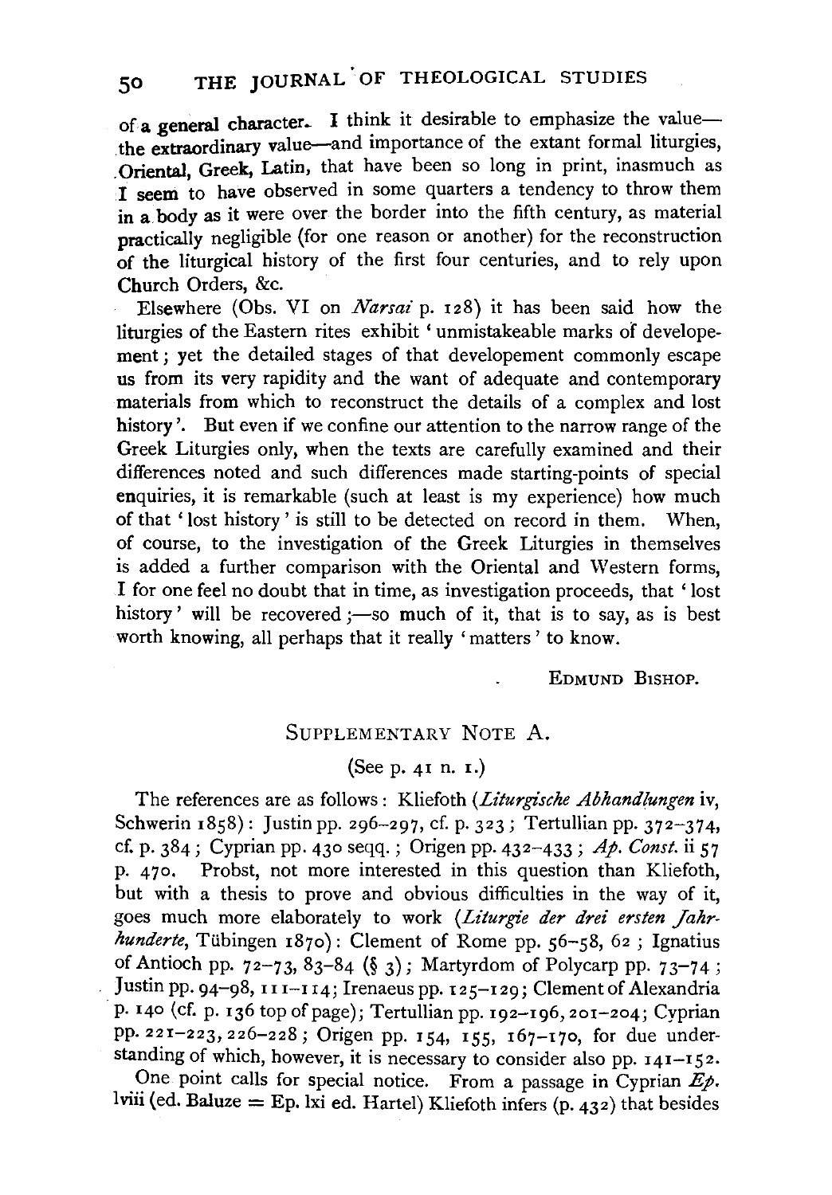of a general character. I think it desirable to emphasize the value—the extraordinary value—and importance of the extant formal liturgies, Oriental, Greek, Latin, that have been so long in print, inasmuch as I seem to have observed in some quarters a tendency to throw them in a body as it were over the border into the fifth century, as material practically negligible (for one reason or another) for the reconstruction of the liturgical history of the first four centuries, and to rely upon Church Orders, &c.

Elsewhere (Obs. VI on *Narsai* p. 128) it has been said how the liturgies of the Eastern rites exhibit 'unmistakeable marks of developement; yet the detailed stages of that developement commonly escape us from its very rapidity and the want of adequate and contemporary materials from which to reconstruct the details of a complex and lost history'. But even if we confine our attention to the narrow range of the Greek Liturgies only, when the texts are carefully examined and their differences noted and such differences made starting-points of special enquiries, it is remarkable (such at least is my experience) how much of that 'lost history' is still to be detected on record in them. When, of course, to the investigation of the Greek Liturgies in themselves is added a further comparison with the Oriental and Western forms, I for one feel no doubt that in time, as investigation proceeds, that 'lost history' will be recovered;—so much of it, that is to say, as is best worth knowing, all perhaps that it really 'matters' to know.

EDMUND BISHOP.

## SUPPLEMENTARY NOTE A.

(See p. 41 n. 1.)

The references are as follows: Kliefoth (*Liturgische Abhandlungen* iv, Schwerin 1858): Justin pp. 296–297, cf. p. 323; Tertullian pp. 372–374, cf. p. 384; Cyprian pp. 430 seqq.; Origen pp. 432–433; *Ap. Const.* ii 57 p. 470. Probst, not more interested in this question than Kliefoth, but with a thesis to prove and obvious difficulties in the way of it, goes much more elaborately to work (*Liturgie der drei ersten Jahrhunderte*, Tübingen 1870): Clement of Rome pp. 56–58, 62; Ignatius of Antioch pp. 72–73, 83–84 (§ 3); Martyrdom of Polycarp pp. 73–74; Justin pp. 94–98, 111–114; Irenaeus pp. 125–129; Clement of Alexandria p. 140 (cf. p. 136 top of page); Tertullian pp. 192–196, 201–204; Cyprian pp. 221–223, 226–228; Origen pp. 154, 155, 167–170, for due understanding of which, however, it is necessary to consider also pp. 141–152.

One point calls for special notice. From a passage in Cyprian *Ep.* lviii (ed. Baluze = Ep. lxi ed. Hartel) Kliefoth infers (p. 432) that besides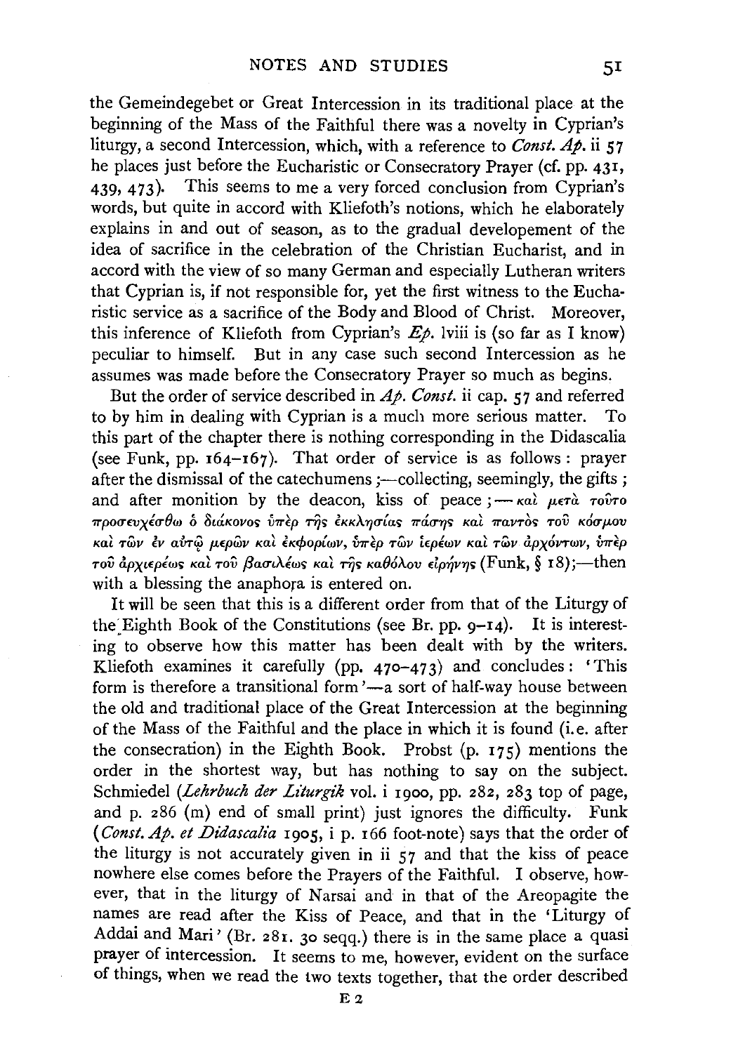the Gemeindegebet or Great Intercession in its traditional place at the beginning of the Mass of the Faithful there was a novelty in Cyprian's liturgy, a second Intercession, which, with a reference to *Const. Ap.* ii 57 he places just before the Eucharistic or Consecratory Prayer (cf. pp. 431, 439, 473). This seems to me a very forced conclusion from Cyprian's words, but quite in accord with Kliefoth's notions, which he elaborately explains in and out of season, as to the gradual developement of the idea of sacrifice in the celebration of the Christian Eucharist, and in accord with the view of so many German and especially Lutheran writers that Cyprian is, if not responsible for, yet the first witness to the Eucharistic service as a sacrifice of the Body and Blood of Christ. Moreover, this inference of Kliefoth from Cyprian's *Ep.* lviii is (so far as I know) peculiar to himself. But in any case such second Intercession as he assumes was made before the Consecratory Prayer so much as begins.

But the order of service described in *Ap. Const.* ii cap. 57 and referred to by him in dealing with Cyprian is a much more serious matter. To this part of the chapter there is nothing corresponding in the Didascalia (see Funk, pp. 164–167). That order of service is as follows: prayer after the dismissal of the catechumens;—collecting, seemingly, the gifts; and after monition by the deacon, kiss of peace;—*καὶ μετὰ τοῦτο προσευχέσθω ὁ διάκονος ὑπὲρ τῆς ἐκκλησίας πάσης καὶ παντὸς τοῦ κόσμου καὶ τῶν ἐν αὐτῷ μερῶν καὶ ἐκφορίων, ὑπὲρ τῶν ἱερέων καὶ τῶν ἀρχόντων, ὑπὲρ τοῦ ἀρχιερέως καὶ τοῦ βασιλέως καὶ τῆς καθόλου εἰρήνης* (Funk, § 18);—then with a blessing the anaphora is entered on.

It will be seen that this is a different order from that of the Liturgy of the Eighth Book of the Constitutions (see Br. pp. 9–14). It is interesting to observe how this matter has been dealt with by the writers. Kliefoth examines it carefully (pp. 470–473) and concludes: 'This form is therefore a transitional form'—a sort of half-way house between the old and traditional place of the Great Intercession at the beginning of the Mass of the Faithful and the place in which it is found (i.e. after the consecration) in the Eighth Book. Probst (p. 175) mentions the order in the shortest way, but has nothing to say on the subject. Schmiedel (*Lehrbuch der Liturgik* vol. i 1900, pp. 282, 283 top of page, and p. 286 (m) end of small print) just ignores the difficulty. Funk (*Const. Ap. et Didascalia* 1905, i p. 166 foot-note) says that the order of the liturgy is not accurately given in ii 57 and that the kiss of peace nowhere else comes before the Prayers of the Faithful. I observe, however, that in the liturgy of Narsai and in that of the Areopagite the names are read after the Kiss of Peace, and that in the 'Liturgy of Addai and Mari' (Br. 281. 30 seqq.) there is in the same place a quasi prayer of intercession. It seems to me, however, evident on the surface of things, when we read the two texts together, that the order described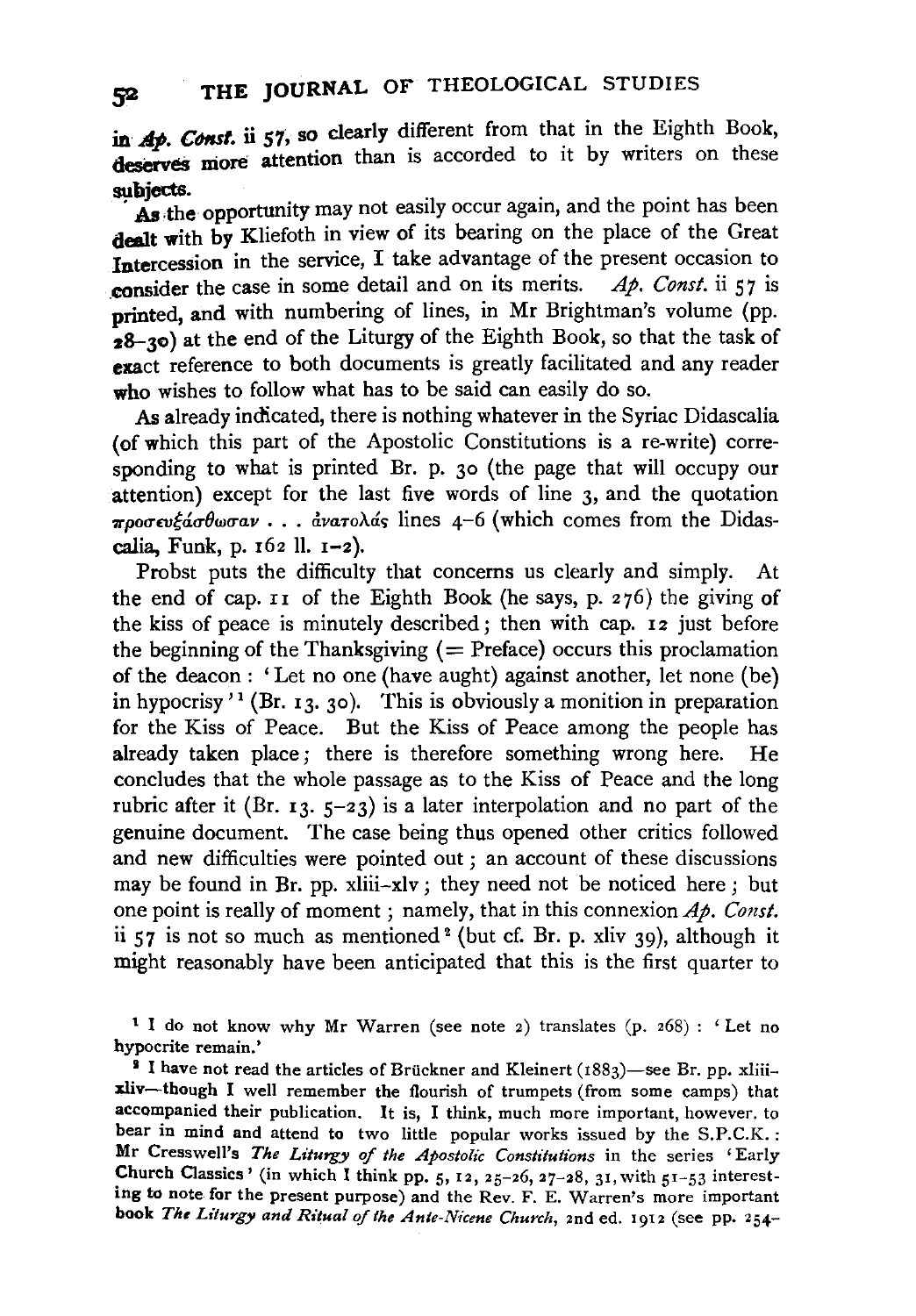in *Ap. Const.* ii 57, so clearly different from that in the Eighth Book, deserves more attention than is accorded to it by writers on these subjects.

As the opportunity may not easily occur again, and the point has been dealt with by Kliefoth in view of its bearing on the place of the Great Intercession in the service, I take advantage of the present occasion to consider the case in some detail and on its merits. *Ap. Const.* ii 57 is printed, and with numbering of lines, in Mr Brightman's volume (pp. 28–30) at the end of the Liturgy of the Eighth Book, so that the task of exact reference to both documents is greatly facilitated and any reader who wishes to follow what has to be said can easily do so.

As already indicated, there is nothing whatever in the Syriac Didascalia (of which this part of the Apostolic Constitutions is a re-write) corresponding to what is printed Br. p. 30 (the page that will occupy our attention) except for the last five words of line 3, and the quotation προσευξάσθωσαν . . . ἀνατολάς lines 4–6 (which comes from the Didascalia, Funk, p. 162 ll. 1–2).

Probst puts the difficulty that concerns us clearly and simply. At the end of cap. 11 of the Eighth Book (he says, p. 276) the giving of the kiss of peace is minutely described; then with cap. 12 just before the beginning of the Thanksgiving (= Preface) occurs this proclamation of the deacon: 'Let no one (have aught) against another, let none (be) in hypocrisy'[1] (Br. 13. 30). This is obviously a monition in preparation for the Kiss of Peace. But the Kiss of Peace among the people has already taken place; there is therefore something wrong here. He concludes that the whole passage as to the Kiss of Peace and the long rubric after it (Br. 13. 5–23) is a later interpolation and no part of the genuine document. The case being thus opened other critics followed and new difficulties were pointed out; an account of these discussions may be found in Br. pp. xliii–xlv; they need not be noticed here; but one point is really of moment; namely, that in this connexion *Ap. Const.* ii 57 is not so much as mentioned[2] (but cf. Br. p. xliv 39), although it might reasonably have been anticipated that this is the first quarter to

[1] I do not know why Mr Warren (see note 2) translates (p. 268): 'Let no hypocrite remain.'

[2] I have not read the articles of Brückner and Kleinert (1883)—see Br. pp. xliii–xliv—though I well remember the flourish of trumpets (from some camps) that accompanied their publication. It is, I think, much more important, however, to bear in mind and attend to two little popular works issued by the S.P.C.K.: Mr Cresswell's *The Liturgy of the Apostolic Constitutions* in the series 'Early Church Classics' (in which I think pp. 5, 12, 25–26, 27–28, 31, with 51–53 interesting to note for the present purpose) and the Rev. F. E. Warren's more important book *The Liturgy and Ritual of the Ante-Nicene Church*, 2nd ed. 1912 (see pp. 254–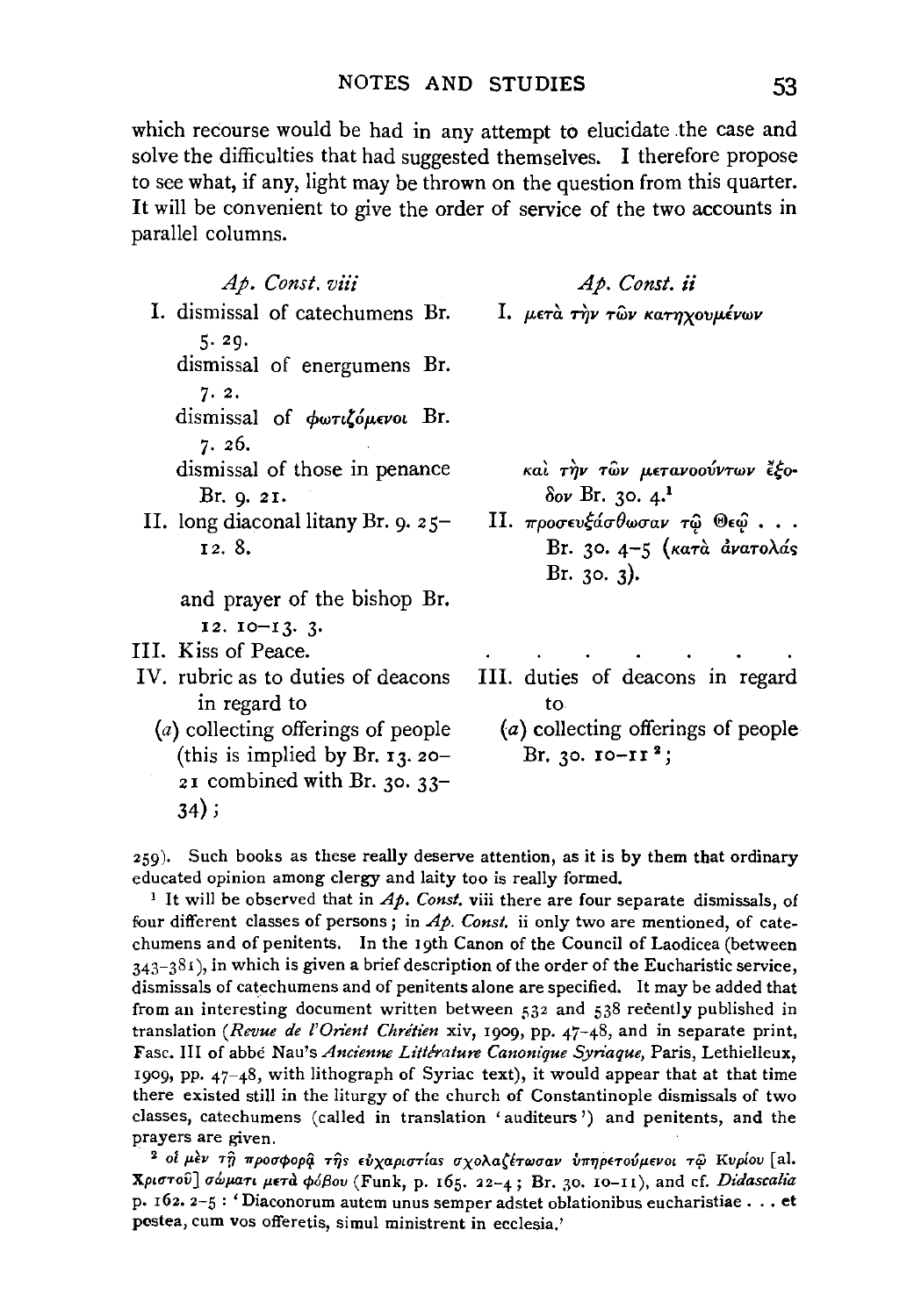which recourse would be had in any attempt to elucidate the case and solve the difficulties that had suggested themselves. I therefore propose to see what, if any, light may be thrown on the question from this quarter. It will be convenient to give the order of service of the two accounts in parallel columns.

| *Ap. Const. viii* | *Ap. Const. ii* |
|---|---|
| I. dismissal of catechumens Br. 5. 29. | I. μετὰ τὴν τῶν κατηχουμένων |
| dismissal of energumens Br. 7. 2. | |
| dismissal of φωτιζόμενοι Br. 7. 26. | |
| dismissal of those in penance Br. 9. 21. | καὶ τὴν τῶν μετανοούντων ἔξοδον Br. 30. 4.[1] |
| II. long diaconal litany Br. 9. 25–12. 8. | II. προσευξάσθωσαν τῷ Θεῷ . . . Br. 30. 4–5 (κατὰ ἀνατολάς Br. 30. 3). |
| and prayer of the bishop Br. 12. 10–13. 3. | |
| III. Kiss of Peace. | . . . . . . . |
| IV. rubric as to duties of deacons in regard to | III. duties of deacons in regard to |
| (*a*) collecting offerings of people (this is implied by Br. 13. 20–21 combined with Br. 30. 33–34); | (*a*) collecting offerings of people Br. 30. 10–11[2]; |

259). Such books as these really deserve attention, as it is by them that ordinary educated opinion among clergy and laity too is really formed.

[1] It will be observed that in *Ap. Const.* viii there are four separate dismissals, of four different classes of persons; in *Ap. Const.* ii only two are mentioned, of catechumens and of penitents. In the 19th Canon of the Council of Laodicea (between 343–381), in which is given a brief description of the order of the Eucharistic service, dismissals of catechumens and of penitents alone are specified. It may be added that from an interesting document written between 532 and 538 recently published in translation (*Revue de l'Orient Chrétien* xiv, 1909, pp. 47–48, and in separate print, Fasc. III of abbé Nau's *Ancienne Littérature Canonique Syriaque*, Paris, Lethielleux, 1909, pp. 47–48, with lithograph of Syriac text), it would appear that at that time there existed still in the liturgy of the church of Constantinople dismissals of two classes, catechumens (called in translation 'auditeurs') and penitents, and the prayers are given.

[2] οἱ μὲν τῇ προσφορᾷ τῆς εὐχαριστίας σχολαζέτωσαν ὑπηρετούμενοι τῷ Κυρίου [al. Χριστοῦ] σώματι μετὰ φόβου (Funk, p. 165. 22–4; Br. 30. 10–11), and cf. *Didascalia* p. 162. 2–5: 'Diaconorum autem unus semper adstet oblationibus eucharistiae . . . et postea, cum vos offeretis, simul ministrent in ecclesia.'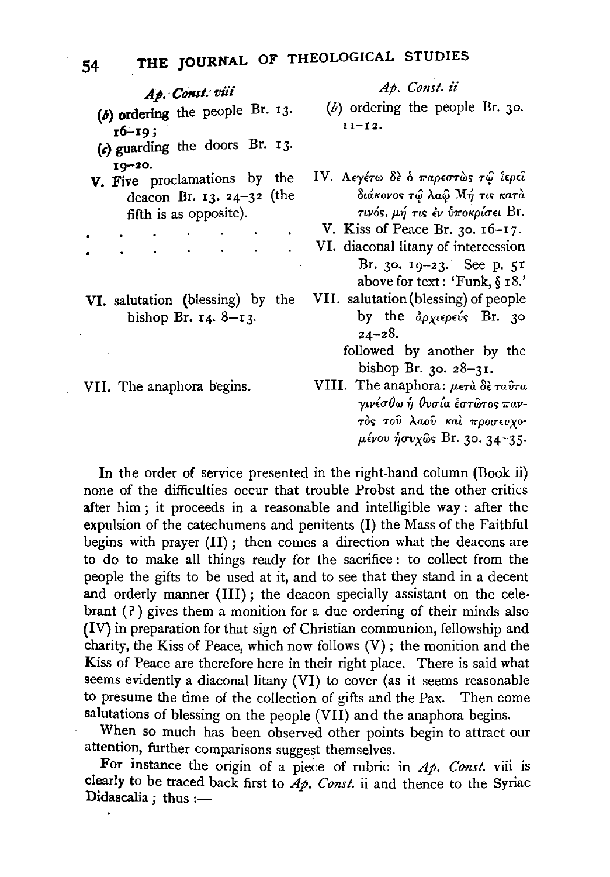| *Ap. Const.* viii | *Ap. Const.* ii |
| --- | --- |
| (*b*) **ordering** the people Br. 13. 16–19; | (*b*) ordering the people Br. 30. 11–12. |
| (*c*) guarding the doors Br. 13. 19–20. | |
| **V.** Five proclamations by the deacon Br. 13. 24–32 (the fifth is as opposite). | IV. Λεγέτω δὲ ὁ παρεστὼς τῷ ἱερεῖ διάκονος τῷ λαῷ Μή τις κατά τινός, μή τις ἐν ὑποκρίσει Br. |
| . . . . . . . | V. Kiss of Peace Br. 30. 16–17. |
| . . . . . . . | VI. diaconal litany of intercession Br. 30. 19–23. See p. 51 above for text: 'Funk, § 18.' |
| **VI.** salutation (blessing) by the bishop Br. 14. 8–13. | VII. salutation (blessing) of people by the ἀρχιερεύς Br. 30 24–28. followed by another by the bishop Br. 30. 28–31. |
| VII. The anaphora begins. | VIII. The anaphora: μετὰ δὲ ταῦτα γινέσθω ἡ θυσία ἑστῶτος παντὸς τοῦ λαοῦ καὶ προσευχομένου ἡσυχῶς Br. 30. 34–35. |

In the order of service presented in the right-hand column (Book ii) none of the difficulties occur that trouble Probst and the other critics after him; it proceeds in a reasonable and intelligible way: after the expulsion of the catechumens and penitents (I) the Mass of the Faithful begins with prayer (II); then comes a direction what the deacons are to do to make all things ready for the sacrifice: to collect from the people the gifts to be used at it, and to see that they stand in a decent and orderly manner (III); the deacon specially assistant on the celebrant (?) gives them a monition for a due ordering of their minds also (IV) in preparation for that sign of Christian communion, fellowship and charity, the Kiss of Peace, which now follows (V); the monition and the Kiss of Peace are therefore here in their right place. There is said what seems evidently a diaconal litany (VI) to cover (as it seems reasonable to presume the time of the collection of gifts and the Pax. Then come salutations of blessing on the people (VII) and the anaphora begins.

When so much has been observed other points begin to attract our attention, further comparisons suggest themselves.

For instance the origin of a piece of rubric in *Ap. Const.* viii is clearly to be traced back first to *Ap. Const.* ii and thence to the Syriac Didascalia; thus :—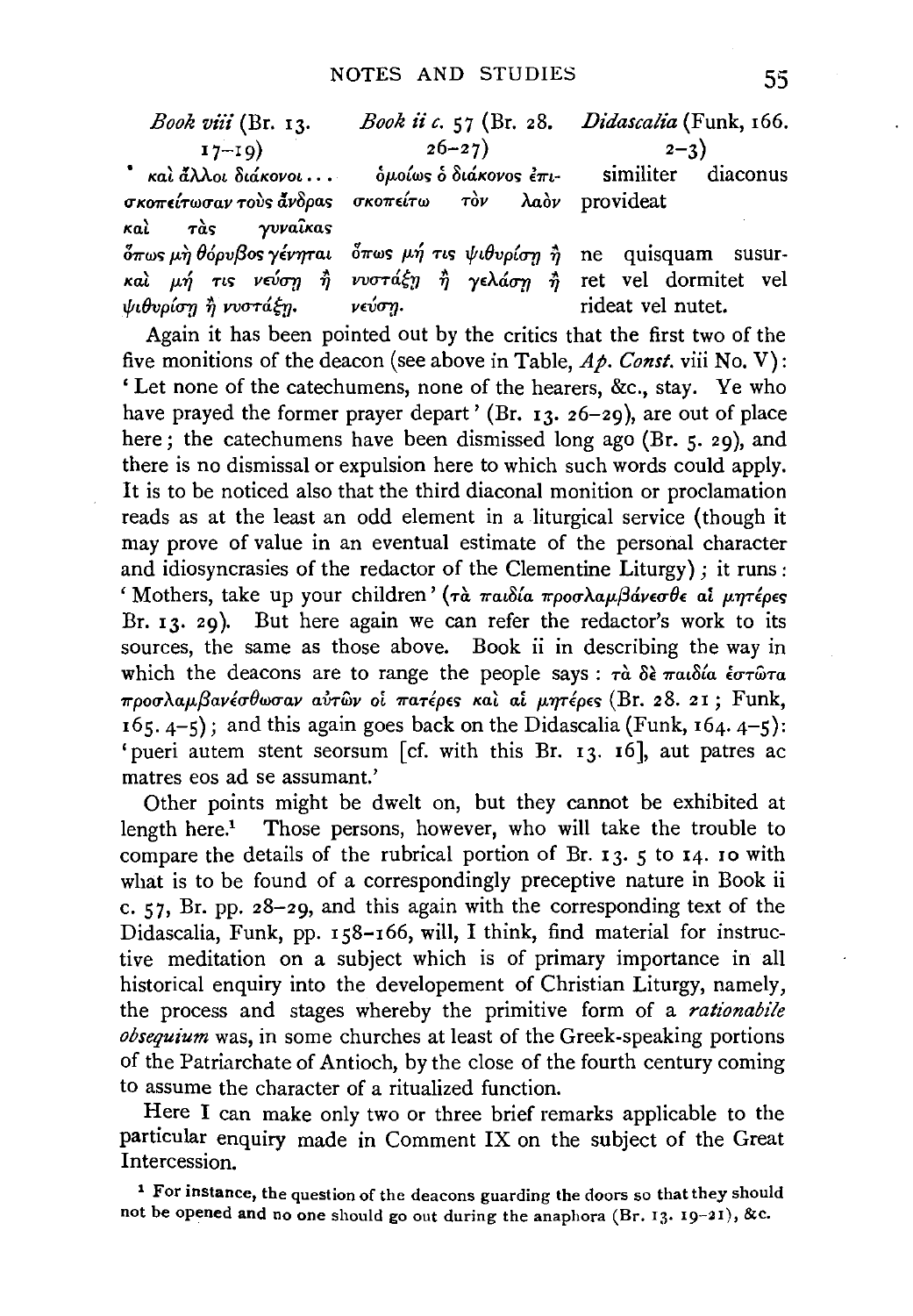| *Book viii* (Br. 13. 17–19) | *Book ii c.* 57 (Br. 28. 26–27) | *Didascalia* (Funk, 166. 2–3) |
|---|---|---|
| καὶ ἄλλοι διάκονοι . . . σκοπείτωσαν τοὺς ἄνδρας καὶ τὰς γυναῖκας ὅπως μὴ θόρυβος γένηται καὶ μή τις νεύσῃ ἢ ψιθυρίσῃ ἢ νυστάξῃ. | ὁμοίως ὁ διάκονος ἐπισκοπείτω τὸν λαὸν ὅπως μή τις ψιθυρίσῃ ἢ νυστάξῃ ἢ γελάσῃ ἢ νεύσῃ. | similiter diaconus provideat ne quisquam susurret vel dormitet vel rideat vel nutet. |

Again it has been pointed out by the critics that the first two of the five monitions of the deacon (see above in Table, *Ap. Const.* viii No. V): 'Let none of the catechumens, none of the hearers, &c., stay. Ye who have prayed the former prayer depart' (Br. 13. 26–29), are out of place here; the catechumens have been dismissed long ago (Br. 5. 29), and there is no dismissal or expulsion here to which such words could apply. It is to be noticed also that the third diaconal monition or proclamation reads as at the least an odd element in a liturgical service (though it may prove of value in an eventual estimate of the personal character and idiosyncrasies of the redactor of the Clementine Liturgy); it runs: 'Mothers, take up your children' (τὰ παιδία προσλαμβάνεσθε αἱ μητέρες Br. 13. 29). But here again we can refer the redactor's work to its sources, the same as those above. Book ii in describing the way in which the deacons are to range the people says: τὰ δὲ παιδία ἑστῶτα προσλαμβανέσθωσαν αὐτῶν οἱ πατέρες καὶ αἱ μητέρες (Br. 28. 21; Funk, 165. 4–5); and this again goes back on the Didascalia (Funk, 164. 4–5): 'pueri autem stent seorsum [cf. with this Br. 13. 16], aut patres ac matres eos ad se assumant.'

Other points might be dwelt on, but they cannot be exhibited at length here.[1] Those persons, however, who will take the trouble to compare the details of the rubrical portion of Br. 13. 5 to 14. 10 with what is to be found of a correspondingly preceptive nature in Book ii c. 57, Br. pp. 28–29, and this again with the corresponding text of the Didascalia, Funk, pp. 158–166, will, I think, find material for instructive meditation on a subject which is of primary importance in all historical enquiry into the developement of Christian Liturgy, namely, the process and stages whereby the primitive form of a *rationabile obsequium* was, in some churches at least of the Greek-speaking portions of the Patriarchate of Antioch, by the close of the fourth century coming to assume the character of a ritualized function.

Here I can make only two or three brief remarks applicable to the particular enquiry made in Comment IX on the subject of the Great Intercession.

[1] For instance, the question of the deacons guarding the doors so that they should not be opened and no one should go out during the anaphora (Br. 13. 19–21), &c.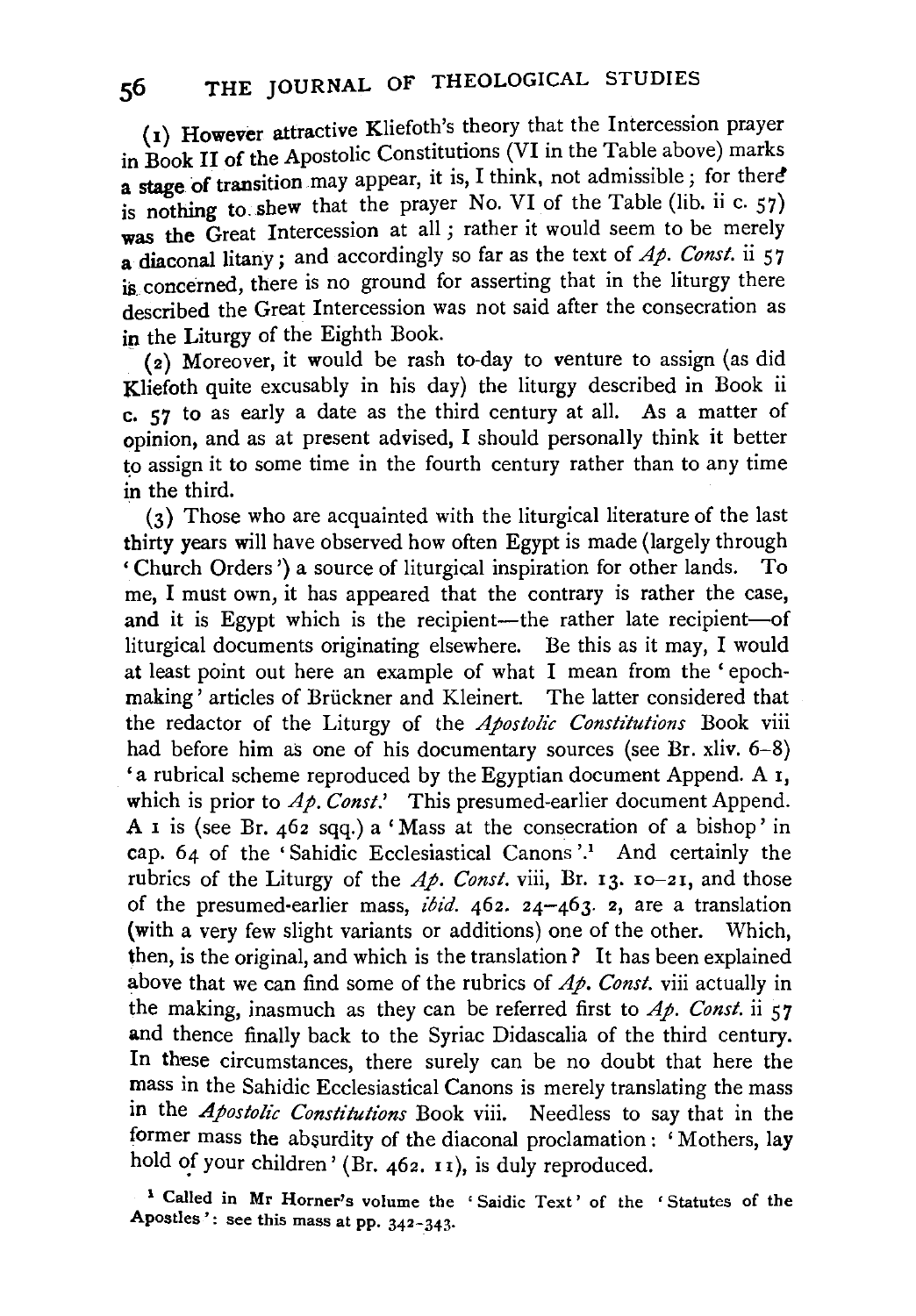(1) However attractive Kliefoth's theory that the Intercession prayer in Book II of the Apostolic Constitutions (VI in the Table above) marks a stage of transition may appear, it is, I think, not admissible; for there is nothing to shew that the prayer No. VI of the Table (lib. ii c. 57) was the Great Intercession at all; rather it would seem to be merely a diaconal litany; and accordingly so far as the text of *Ap. Const.* ii 57 is concerned, there is no ground for asserting that in the liturgy there described the Great Intercession was not said after the consecration as in the Liturgy of the Eighth Book.

(2) Moreover, it would be rash to-day to venture to assign (as did Kliefoth quite excusably in his day) the liturgy described in Book ii c. 57 to as early a date as the third century at all. As a matter of opinion, and as at present advised, I should personally think it better to assign it to some time in the fourth century rather than to any time in the third.

(3) Those who are acquainted with the liturgical literature of the last thirty years will have observed how often Egypt is made (largely through 'Church Orders') a source of liturgical inspiration for other lands. To me, I must own, it has appeared that the contrary is rather the case, and it is Egypt which is the recipient—the rather late recipient—of liturgical documents originating elsewhere. Be this as it may, I would at least point out here an example of what I mean from the 'epoch-making' articles of Brückner and Kleinert. The latter considered that the redactor of the Liturgy of the *Apostolic Constitutions* Book viii had before him as one of his documentary sources (see Br. xliv. 6–8) 'a rubrical scheme reproduced by the Egyptian document Append. A 1, which is prior to *Ap. Const.*' This presumed-earlier document Append. A 1 is (see Br. 462 sqq.) a 'Mass at the consecration of a bishop' in cap. 64 of the 'Sahidic Ecclesiastical Canons'.[1] And certainly the rubrics of the Liturgy of the *Ap. Const.* viii, Br. 13. 10–21, and those of the presumed-earlier mass, *ibid.* 462. 24–463. 2, are a translation (with a very few slight variants or additions) one of the other. Which, then, is the original, and which is the translation? It has been explained above that we can find some of the rubrics of *Ap. Const.* viii actually in the making, inasmuch as they can be referred first to *Ap. Const.* ii 57 and thence finally back to the Syriac Didascalia of the third century. In these circumstances, there surely can be no doubt that here the mass in the Sahidic Ecclesiastical Canons is merely translating the mass in the *Apostolic Constitutions* Book viii. Needless to say that in the former mass the absurdity of the diaconal proclamation: 'Mothers, lay hold of your children' (Br. 462. 11), is duly reproduced.

[1] Called in Mr Horner's volume the 'Saidic Text' of the 'Statutes of the Apostles': see this mass at pp. 342–343.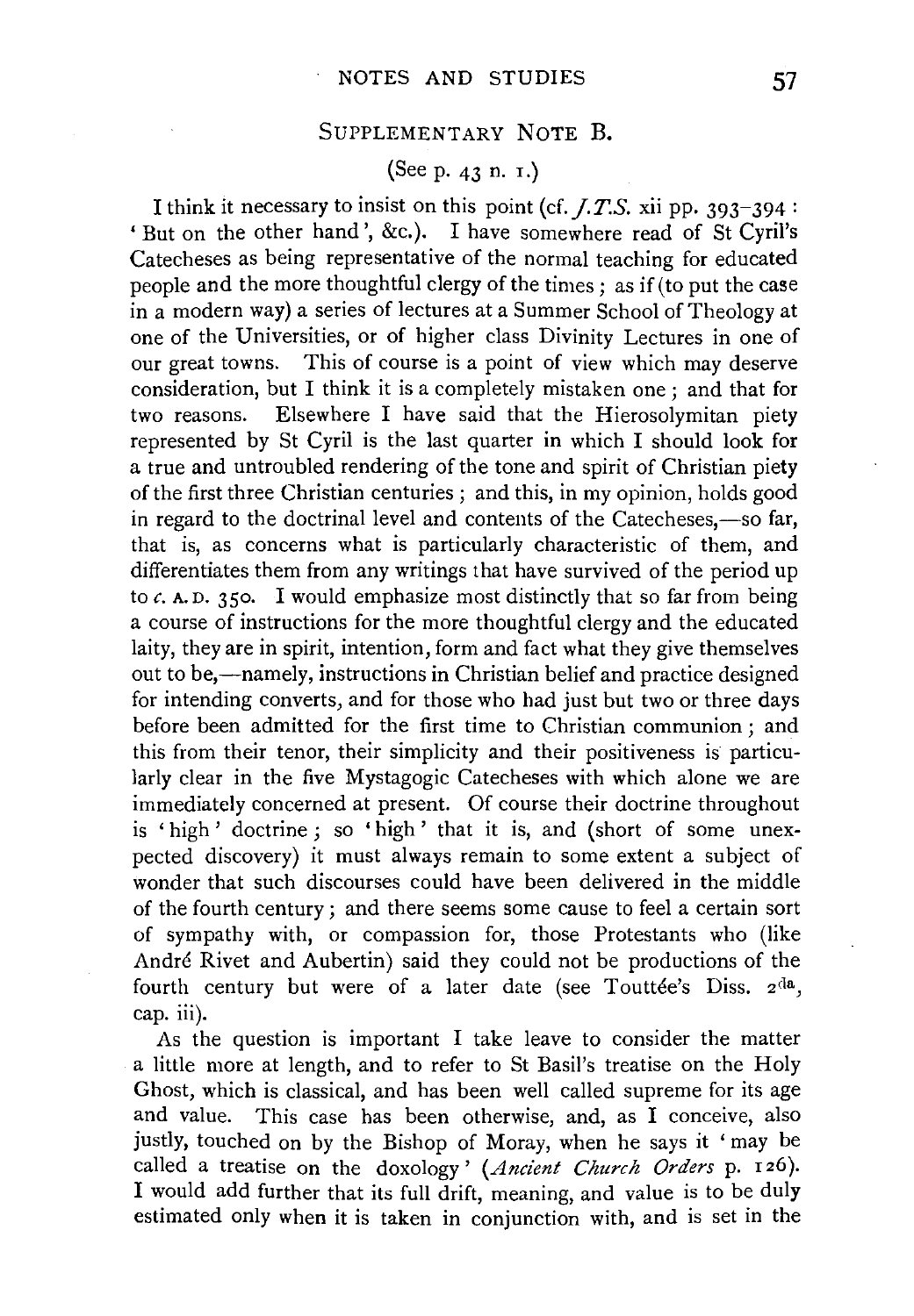## Supplementary Note B.

(See p. 43 n. 1.)

I think it necessary to insist on this point (cf. *J.T.S.* xii pp. 393–394 : 'But on the other hand', &c.). I have somewhere read of St Cyril's Catecheses as being representative of the normal teaching for educated people and the more thoughtful clergy of the times ; as if (to put the case in a modern way) a series of lectures at a Summer School of Theology at one of the Universities, or of higher class Divinity Lectures in one of our great towns. This of course is a point of view which may deserve consideration, but I think it is a completely mistaken one ; and that for two reasons. Elsewhere I have said that the Hierosolymitan piety represented by St Cyril is the last quarter in which I should look for a true and untroubled rendering of the tone and spirit of Christian piety of the first three Christian centuries ; and this, in my opinion, holds good in regard to the doctrinal level and contents of the Catecheses,—so far, that is, as concerns what is particularly characteristic of them, and differentiates them from any writings that have survived of the period up to *c.* A.D. 350. I would emphasize most distinctly that so far from being a course of instructions for the more thoughtful clergy and the educated laity, they are in spirit, intention, form and fact what they give themselves out to be,—namely, instructions in Christian belief and practice designed for intending converts, and for those who had just but two or three days before been admitted for the first time to Christian communion ; and this from their tenor, their simplicity and their positiveness is particularly clear in the five Mystagogic Catecheses with which alone we are immediately concerned at present. Of course their doctrine throughout is 'high' doctrine ; so 'high' that it is, and (short of some unexpected discovery) it must always remain to some extent a subject of wonder that such discourses could have been delivered in the middle of the fourth century ; and there seems some cause to feel a certain sort of sympathy with, or compassion for, those Protestants who (like André Rivet and Aubertin) said they could not be productions of the fourth century but were of a later date (see Touttée's Diss. 2da, cap. iii).

As the question is important I take leave to consider the matter a little more at length, and to refer to St Basil's treatise on the Holy Ghost, which is classical, and has been well called supreme for its age and value. This case has been otherwise, and, as I conceive, also justly, touched on by the Bishop of Moray, when he says it 'may be called a treatise on the doxology' (*Ancient Church Orders* p. 126). I would add further that its full drift, meaning, and value is to be duly estimated only when it is taken in conjunction with, and is set in the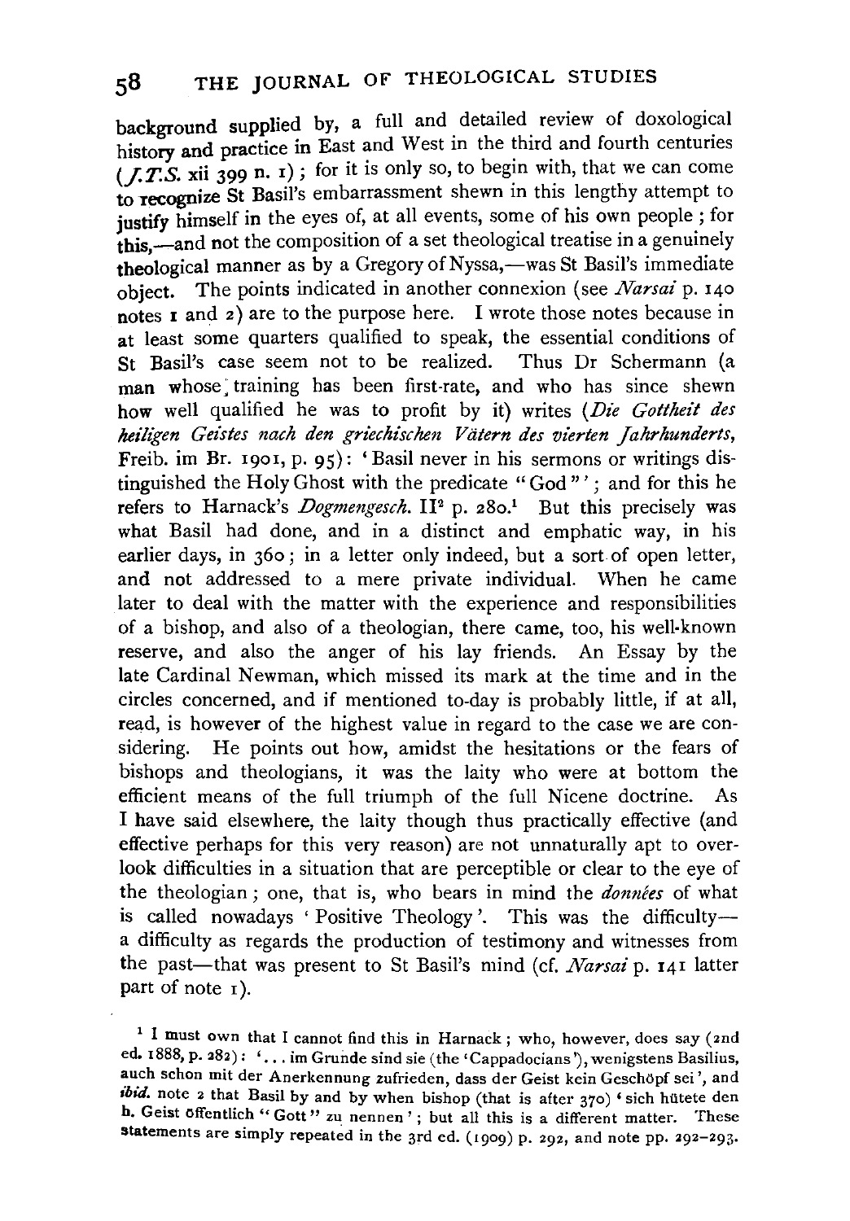background supplied by, a full and detailed review of doxological history and practice in East and West in the third and fourth centuries (*J.T.S.* xii 399 n. 1); for it is only so, to begin with, that we can come to recognize St Basil's embarrassment shewn in this lengthy attempt to justify himself in the eyes of, at all events, some of his own people; for this,—and not the composition of a set theological treatise in a genuinely theological manner as by a Gregory of Nyssa,—was St Basil's immediate object. The points indicated in another connexion (see *Narsai* p. 140 notes 1 and 2) are to the purpose here. I wrote those notes because in at least some quarters qualified to speak, the essential conditions of St Basil's case seem not to be realized. Thus Dr Schermann (a man whose training has been first-rate, and who has since shewn how well qualified he was to profit by it) writes (*Die Gottheit des heiligen Geistes nach den griechischen Vätern des vierten Jahrhunderts*, Freib. im Br. 1901, p. 95): 'Basil never in his sermons or writings distinguished the Holy Ghost with the predicate "God"'; and for this he refers to Harnack's *Dogmengesch.* II² p. 280.[1] But this precisely was what Basil had done, and in a distinct and emphatic way, in his earlier days, in 360; in a letter only indeed, but a sort of open letter, and not addressed to a mere private individual. When he came later to deal with the matter with the experience and responsibilities of a bishop, and also of a theologian, there came, too, his well-known reserve, and also the anger of his lay friends. An Essay by the late Cardinal Newman, which missed its mark at the time and in the circles concerned, and if mentioned to-day is probably little, if at all, read, is however of the highest value in regard to the case we are considering. He points out how, amidst the hesitations or the fears of bishops and theologians, it was the laity who were at bottom the efficient means of the full triumph of the full Nicene doctrine. As I have said elsewhere, the laity though thus practically effective (and effective perhaps for this very reason) are not unnaturally apt to overlook difficulties in a situation that are perceptible or clear to the eye of the theologian; one, that is, who bears in mind the *données* of what is called nowadays 'Positive Theology'. This was the difficulty—a difficulty as regards the production of testimony and witnesses from the past—that was present to St Basil's mind (cf. *Narsai* p. 141 latter part of note 1).

[1] I must own that I cannot find this in Harnack; who, however, does say (2nd ed. 1888, p. 282): '... im Grunde sind sie (the 'Cappadocians'), wenigstens Basilius, auch schon mit der Anerkennung zufrieden, dass der Geist kein Geschöpf sei', and *ibid.* note 2 that Basil by and by when bishop (that is after 370) 'sich hütete den h. Geist öffentlich "Gott" zu nennen'; but all this is a different matter. These statements are simply repeated in the 3rd ed. (1909) p. 292, and note pp. 292–293.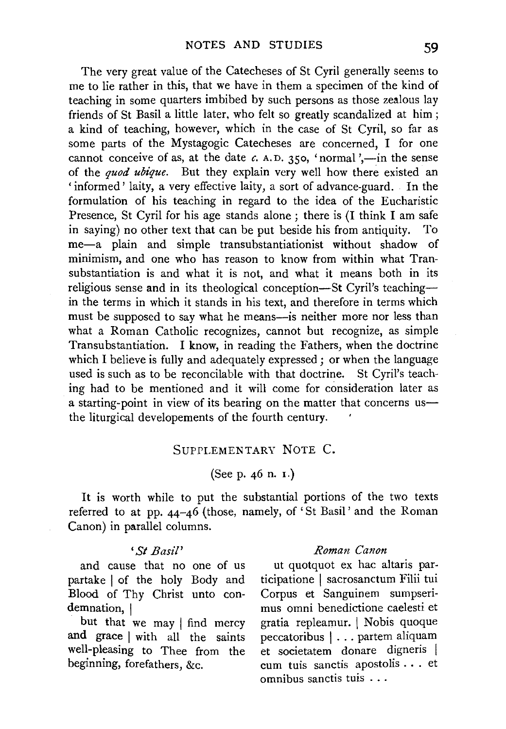The very great value of the Catecheses of St Cyril generally seems to me to lie rather in this, that we have in them a specimen of the kind of teaching in some quarters imbibed by such persons as those zealous lay friends of St Basil a little later, who felt so greatly scandalized at him; a kind of teaching, however, which in the case of St Cyril, so far as some parts of the Mystagogic Catecheses are concerned, I for one cannot conceive of as, at the date *c.* A.D. 350, 'normal',—in the sense of the *quod ubique*. But they explain very well how there existed an 'informed' laity, a very effective laity, a sort of advance-guard. In the formulation of his teaching in regard to the idea of the Eucharistic Presence, St Cyril for his age stands alone; there is (I think I am safe in saying) no other text that can be put beside his from antiquity. To me—a plain and simple transubstantiationist without shadow of minimism, and one who has reason to know from within what Transubstantiation is and what it is not, and what it means both in its religious sense and in its theological conception—St Cyril's teaching—in the terms in which it stands in his text, and therefore in terms which must be supposed to say what he means—is neither more nor less than what a Roman Catholic recognizes, cannot but recognize, as simple Transubstantiation. I know, in reading the Fathers, when the doctrine which I believe is fully and adequately expressed; or when the language used is such as to be reconcilable with that doctrine. St Cyril's teaching had to be mentioned and it will come for consideration later as a starting-point in view of its bearing on the matter that concerns us—the liturgical developements of the fourth century.

## SUPPLEMENTARY NOTE C.

(See p. 46 n. 1.)

It is worth while to put the substantial portions of the two texts referred to at pp. 44–46 (those, namely, of 'St Basil' and the Roman Canon) in parallel columns.

| *'St Basil'* | *Roman Canon* |
|---|---|
| and cause that no one of us partake \| of the holy Body and Blood of Thy Christ unto condemnation, \| | ut quotquot ex hac altaris participatione \| sacrosanctum Filii tui Corpus et Sanguinem sumpserimus omni benedictione caelesti et gratia repleamur. \| |
| but that we may \| find mercy and grace \| with all the saints well-pleasing to Thee from the beginning, forefathers, &c. | Nobis quoque peccatoribus \| . . . partem aliquam et societatem donare digneris \| cum tuis sanctis apostolis . . . et omnibus sanctis tuis . . . |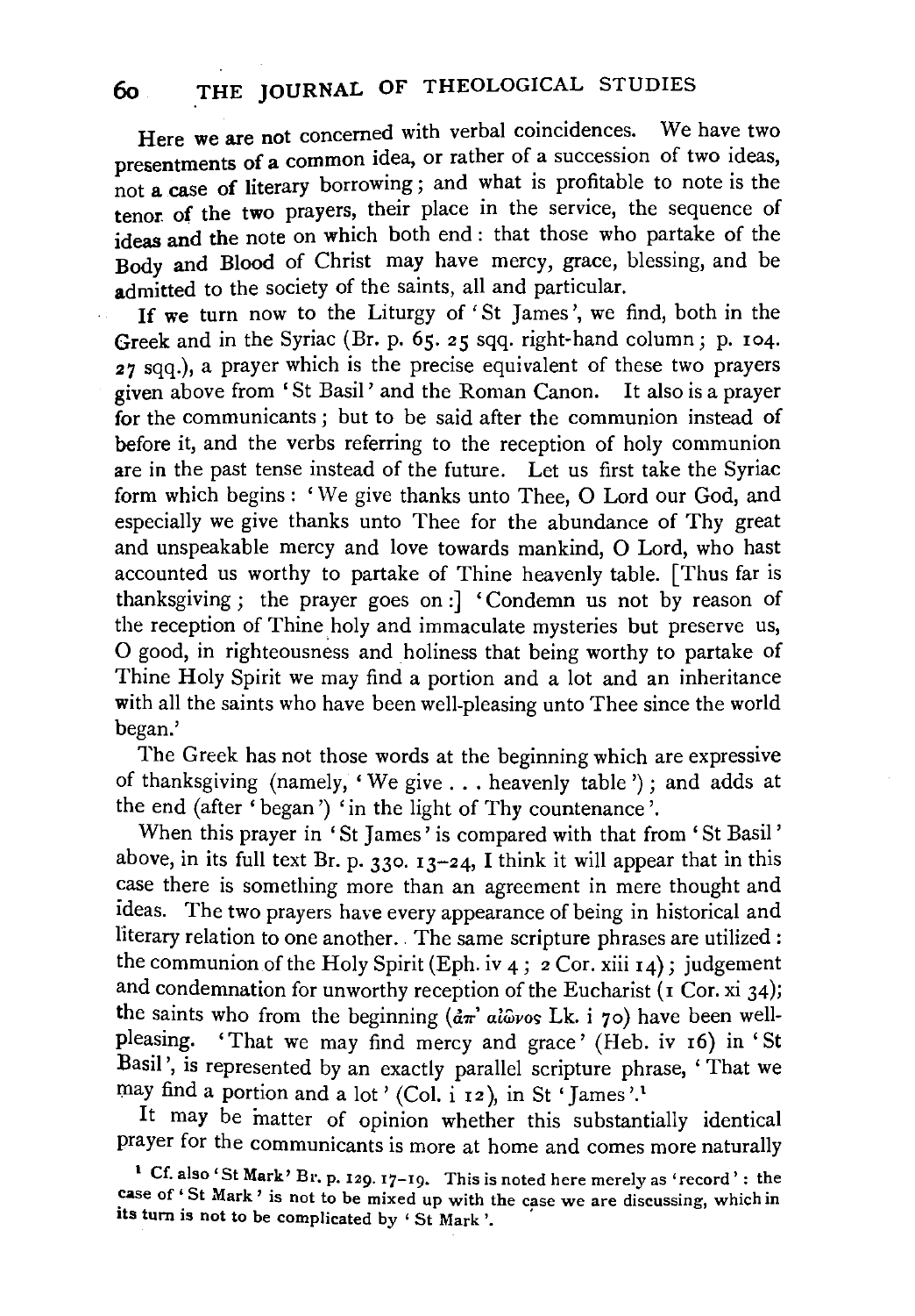Here we are not concerned with verbal coincidences. We have two presentments of a common idea, or rather of a succession of two ideas, not a case of literary borrowing; and what is profitable to note is the tenor of the two prayers, their place in the service, the sequence of ideas and the note on which both end: that those who partake of the Body and Blood of Christ may have mercy, grace, blessing, and be admitted to the society of the saints, all and particular.

If we turn now to the Liturgy of 'St James', we find, both in the Greek and in the Syriac (Br. p. 65. 25 sqq. right-hand column; p. 104. 27 sqq.), a prayer which is the precise equivalent of these two prayers given above from 'St Basil' and the Roman Canon. It also is a prayer for the communicants; but to be said after the communion instead of before it, and the verbs referring to the reception of holy communion are in the past tense instead of the future. Let us first take the Syriac form which begins: 'We give thanks unto Thee, O Lord our God, and especially we give thanks unto Thee for the abundance of Thy great and unspeakable mercy and love towards mankind, O Lord, who hast accounted us worthy to partake of Thine heavenly table. [Thus far is thanksgiving; the prayer goes on:] 'Condemn us not by reason of the reception of Thine holy and immaculate mysteries but preserve us, O good, in righteousness and holiness that being worthy to partake of Thine Holy Spirit we may find a portion and a lot and an inheritance with all the saints who have been well-pleasing unto Thee since the world began.'

The Greek has not those words at the beginning which are expressive of thanksgiving (namely, 'We give . . . heavenly table'); and adds at the end (after 'began') 'in the light of Thy countenance'.

When this prayer in 'St James' is compared with that from 'St Basil' above, in its full text Br. p. 330. 13–24, I think it will appear that in this case there is something more than an agreement in mere thought and ideas. The two prayers have every appearance of being in historical and literary relation to one another. The same scripture phrases are utilized: the communion of the Holy Spirit (Eph. iv 4; 2 Cor. xiii 14); judgement and condemnation for unworthy reception of the Eucharist (1 Cor. xi 34); the saints who from the beginning (ἀπ' αἰῶνος Lk. i 70) have been well-pleasing. 'That we may find mercy and grace' (Heb. iv 16) in 'St Basil', is represented by an exactly parallel scripture phrase, 'That we may find a portion and a lot' (Col. i 12), in St 'James'.[1]

It may be matter of opinion whether this substantially identical prayer for the communicants is more at home and comes more naturally

[1] Cf. also 'St Mark' Br. p. 129. 17–19. This is noted here merely as 'record': the case of 'St Mark' is not to be mixed up with the case we are discussing, which in its turn is not to be complicated by 'St Mark'.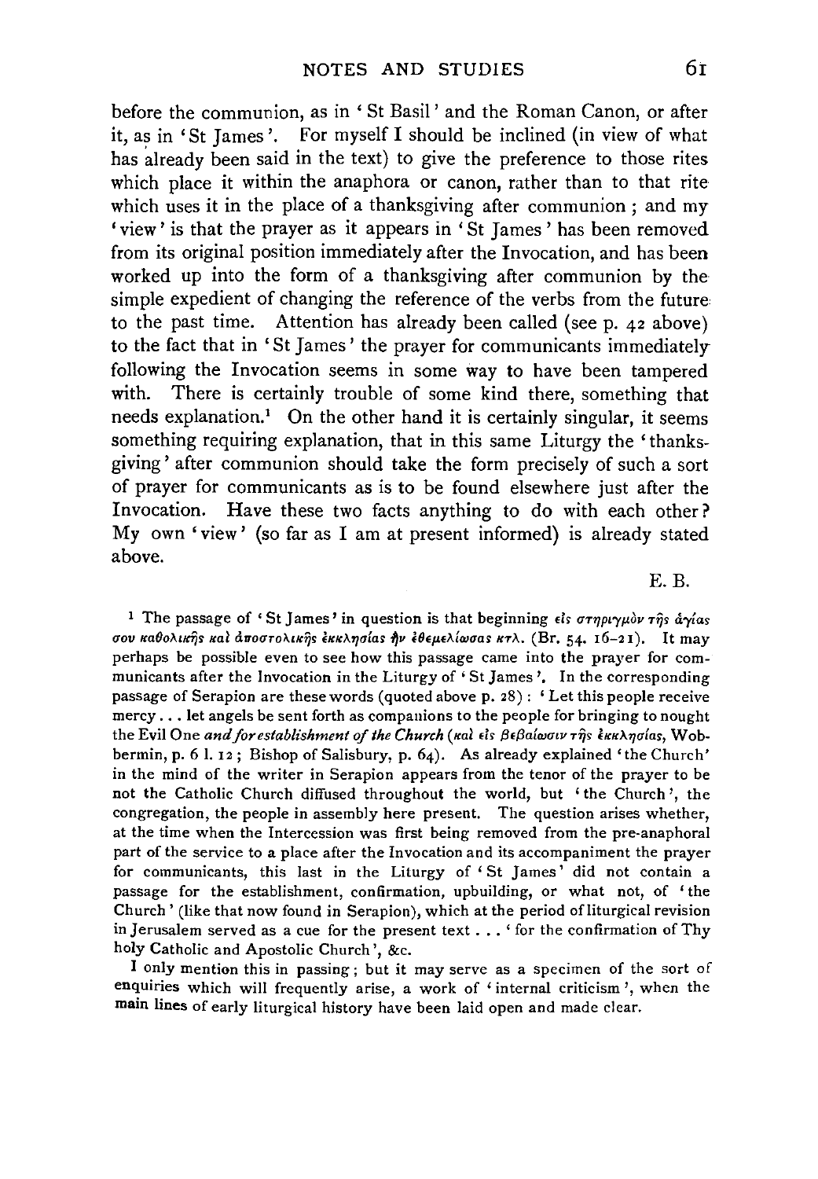before the communion, as in 'St Basil' and the Roman Canon, or after it, as in 'St James'. For myself I should be inclined (in view of what has already been said in the text) to give the preference to those rites which place it within the anaphora or canon, rather than to that rite which uses it in the place of a thanksgiving after communion; and my 'view' is that the prayer as it appears in 'St James' has been removed from its original position immediately after the Invocation, and has been worked up into the form of a thanksgiving after communion by the simple expedient of changing the reference of the verbs from the future to the past time. Attention has already been called (see p. 42 above) to the fact that in 'St James' the prayer for communicants immediately following the Invocation seems in some way to have been tampered with. There is certainly trouble of some kind there, something that needs explanation.[1] On the other hand it is certainly singular, it seems something requiring explanation, that in this same Liturgy the 'thanksgiving' after communion should take the form precisely of such a sort of prayer for communicants as is to be found elsewhere just after the Invocation. Have these two facts anything to do with each other? My own 'view' (so far as I am at present informed) is already stated above.

E. B.

[1] The passage of 'St James' in question is that beginning εἰς στηριγμὸν τῆς ἁγίας σου καθολικῆς καὶ ἀποστολικῆς ἐκκλησίας ἣν ἐθεμελίωσας κτλ. (Br. 54. 16–21). It may perhaps be possible even to see how this passage came into the prayer for communicants after the Invocation in the Liturgy of 'St James'. In the corresponding passage of Serapion are these words (quoted above p. 28): 'Let this people receive mercy . . . let angels be sent forth as companions to the people for bringing to nought the Evil One *and for establishment of the Church* (*καὶ εἰς βεβαίωσιν τῆς ἐκκλησίας*, Wobbermin, p. 6 l. 12; Bishop of Salisbury, p. 64). As already explained 'the Church' in the mind of the writer in Serapion appears from the tenor of the prayer to be not the Catholic Church diffused throughout the world, but 'the Church', the congregation, the people in assembly here present. The question arises whether, at the time when the Intercession was first being removed from the pre-anaphoral part of the service to a place after the Invocation and its accompaniment the prayer for communicants, this last in the Liturgy of 'St James' did not contain a passage for the establishment, confirmation, upbuilding, or what not, of 'the Church' (like that now found in Serapion), which at the period of liturgical revision in Jerusalem served as a cue for the present text . . . 'for the confirmation of Thy holy Catholic and Apostolic Church', &c.

I only mention this in passing; but it may serve as a specimen of the sort of enquiries which will frequently arise, a work of 'internal criticism', when the main lines of early liturgical history have been laid open and made clear.